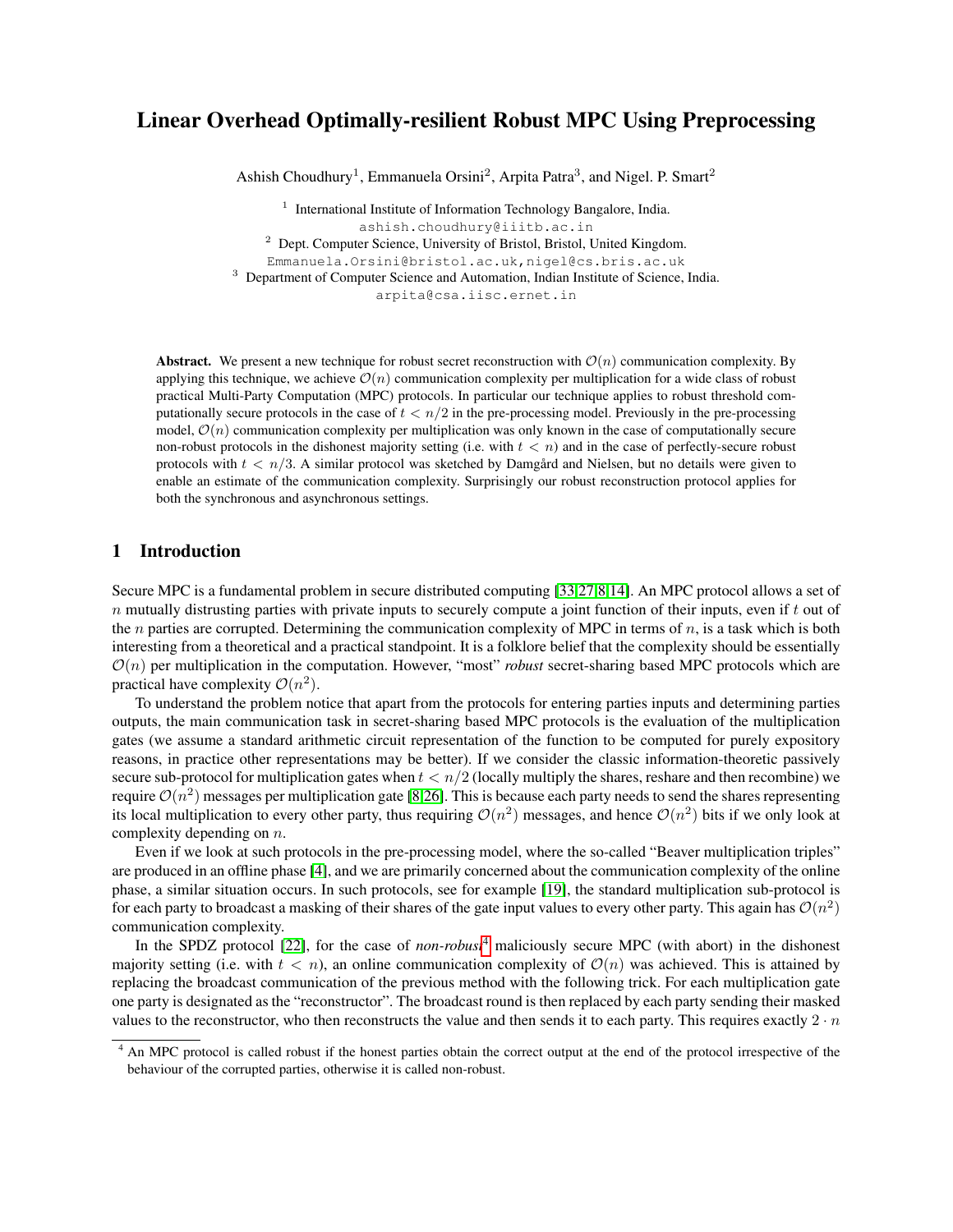# Linear Overhead Optimally-resilient Robust MPC Using Preprocessing

Ashish Choudhury[1], Emmanuela Orsini[2], Arpita Patra[3], and Nigel. P. Smart[2]

[1] International Institute of Information Technology Bangalore, India.
ashish.choudhury@iiitb.ac.in

[2] Dept. Computer Science, University of Bristol, Bristol, United Kingdom.
Emmanuela.Orsini@bristol.ac.uk,nigel@cs.bris.ac.uk

[3] Department of Computer Science and Automation, Indian Institute of Science, India.
arpita@csa.iisc.ernet.in

**Abstract.** We present a new technique for robust secret reconstruction with $\mathcal{O}(n)$ communication complexity. By applying this technique, we achieve $\mathcal{O}(n)$ communication complexity per multiplication for a wide class of robust practical Multi-Party Computation (MPC) protocols. In particular our technique applies to robust threshold computationally secure protocols in the case of $t < n/2$ in the pre-processing model. Previously in the pre-processing model, $\mathcal{O}(n)$ communication complexity per multiplication was only known in the case of computationally secure non-robust protocols in the dishonest majority setting (i.e. with $t < n$) and in the case of perfectly-secure robust protocols with $t < n/3$. A similar protocol was sketched by Damgård and Nielsen, but no details were given to enable an estimate of the communication complexity. Surprisingly our robust reconstruction protocol applies for both the synchronous and asynchronous settings.

## 1 Introduction

Secure MPC is a fundamental problem in secure distributed computing [33,27,8,14]. An MPC protocol allows a set of $n$ mutually distrusting parties with private inputs to securely compute a joint function of their inputs, even if $t$ out of the $n$ parties are corrupted. Determining the communication complexity of MPC in terms of $n$, is a task which is both interesting from a theoretical and a practical standpoint. It is a folklore belief that the complexity should be essentially $\mathcal{O}(n)$ per multiplication in the computation. However, "most" *robust* secret-sharing based MPC protocols which are practical have complexity $\mathcal{O}(n^2)$.

To understand the problem notice that apart from the protocols for entering parties inputs and determining parties outputs, the main communication task in secret-sharing based MPC protocols is the evaluation of the multiplication gates (we assume a standard arithmetic circuit representation of the function to be computed for purely expository reasons, in practice other representations may be better). If we consider the classic information-theoretic passively secure sub-protocol for multiplication gates when $t < n/2$ (locally multiply the shares, reshare and then recombine) we require $\mathcal{O}(n^2)$ messages per multiplication gate [8,26]. This is because each party needs to send the shares representing its local multiplication to every other party, thus requiring $\mathcal{O}(n^2)$ messages, and hence $\mathcal{O}(n^2)$ bits if we only look at complexity depending on $n$.

Even if we look at such protocols in the pre-processing model, where the so-called "Beaver multiplication triples" are produced in an offline phase [4], and we are primarily concerned about the communication complexity of the online phase, a similar situation occurs. In such protocols, see for example [19], the standard multiplication sub-protocol is for each party to broadcast a masking of their shares of the gate input values to every other party. This again has $\mathcal{O}(n^2)$ communication complexity.

In the SPDZ protocol [22], for the case of *non-robust*[4] maliciously secure MPC (with abort) in the dishonest majority setting (i.e. with $t < n$), an online communication complexity of $\mathcal{O}(n)$ was achieved. This is attained by replacing the broadcast communication of the previous method with the following trick. For each multiplication gate one party is designated as the "reconstructor". The broadcast round is then replaced by each party sending their masked values to the reconstructor, who then reconstructs the value and then sends it to each party. This requires exactly $2 \cdot n$

[4] An MPC protocol is called robust if the honest parties obtain the correct output at the end of the protocol irrespective of the behaviour of the corrupted parties, otherwise it is called non-robust.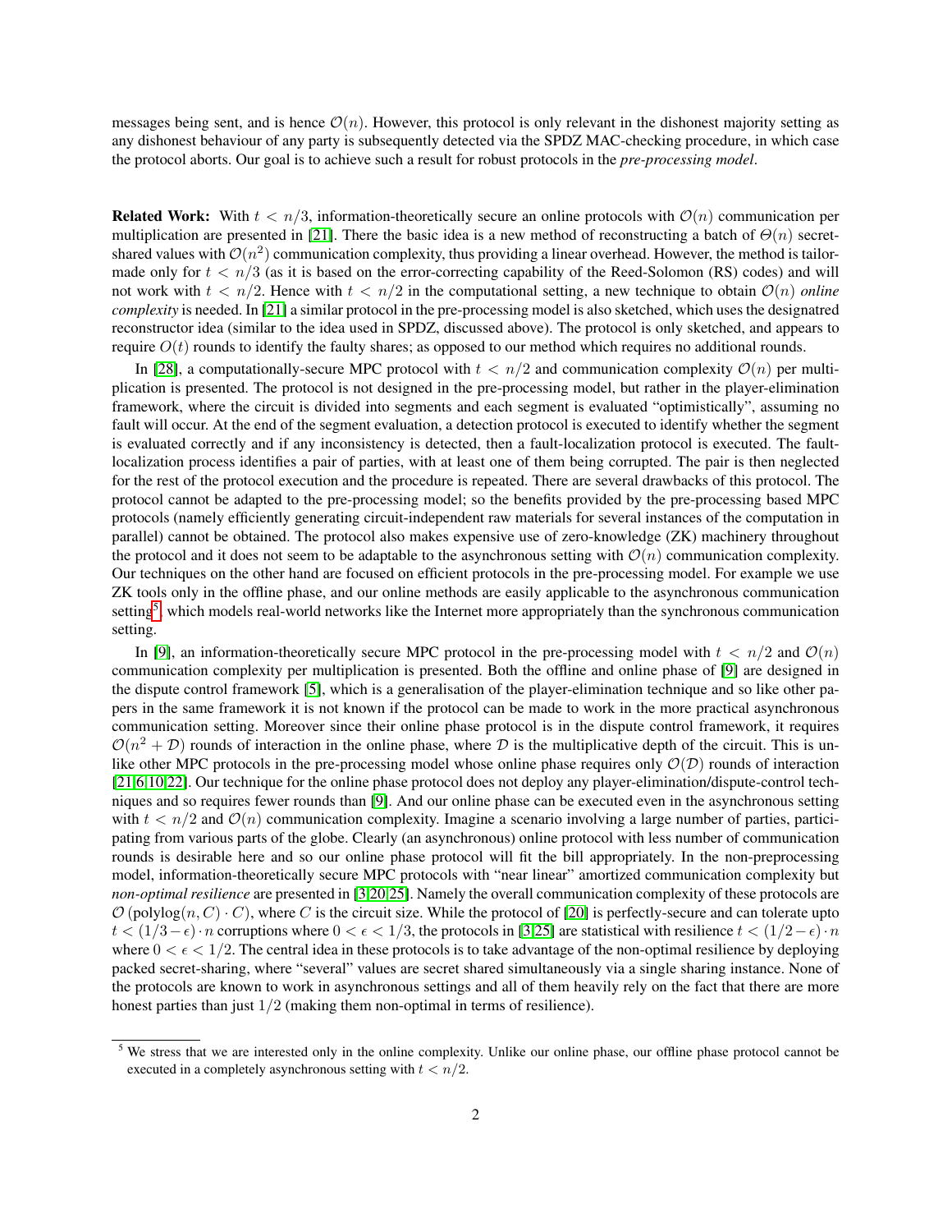messages being sent, and is hence $\mathcal{O}(n)$. However, this protocol is only relevant in the dishonest majority setting as any dishonest behaviour of any party is subsequently detected via the SPDZ MAC-checking procedure, in which case the protocol aborts. Our goal is to achieve such a result for robust protocols in the *pre-processing model*.

**Related Work:** With $t < n/3$, information-theoretically secure an online protocols with $\mathcal{O}(n)$ communication per multiplication are presented in [21]. There the basic idea is a new method of reconstructing a batch of $\Theta(n)$ secret-shared values with $\mathcal{O}(n^2)$ communication complexity, thus providing a linear overhead. However, the method is tailor-made only for $t < n/3$ (as it is based on the error-correcting capability of the Reed-Solomon (RS) codes) and will not work with $t < n/2$. Hence with $t < n/2$ in the computational setting, a new technique to obtain $\mathcal{O}(n)$ *online complexity* is needed. In [21] a similar protocol in the pre-processing model is also sketched, which uses the designatred reconstructor idea (similar to the idea used in SPDZ, discussed above). The protocol is only sketched, and appears to require $O(t)$ rounds to identify the faulty shares; as opposed to our method which requires no additional rounds.

In [28], a computationally-secure MPC protocol with $t < n/2$ and communication complexity $\mathcal{O}(n)$ per multiplication is presented. The protocol is not designed in the pre-processing model, but rather in the player-elimination framework, where the circuit is divided into segments and each segment is evaluated "optimistically", assuming no fault will occur. At the end of the segment evaluation, a detection protocol is executed to identify whether the segment is evaluated correctly and if any inconsistency is detected, then a fault-localization protocol is executed. The fault-localization process identifies a pair of parties, with at least one of them being corrupted. The pair is then neglected for the rest of the protocol execution and the procedure is repeated. There are several drawbacks of this protocol. The protocol cannot be adapted to the pre-processing model; so the benefits provided by the pre-processing based MPC protocols (namely efficiently generating circuit-independent raw materials for several instances of the computation in parallel) cannot be obtained. The protocol also makes expensive use of zero-knowledge (ZK) machinery throughout the protocol and it does not seem to be adaptable to the asynchronous setting with $\mathcal{O}(n)$ communication complexity. Our techniques on the other hand are focused on efficient protocols in the pre-processing model. For example we use ZK tools only in the offline phase, and our online methods are easily applicable to the asynchronous communication setting[5], which models real-world networks like the Internet more appropriately than the synchronous communication setting.

In [9], an information-theoretically secure MPC protocol in the pre-processing model with $t < n/2$ and $\mathcal{O}(n)$ communication complexity per multiplication is presented. Both the offline and online phase of [9] are designed in the dispute control framework [5], which is a generalisation of the player-elimination technique and so like other papers in the same framework it is not known if the protocol can be made to work in the more practical asynchronous communication setting. Moreover since their online phase protocol is in the dispute control framework, it requires $\mathcal{O}(n^2 + \mathcal{D})$ rounds of interaction in the online phase, where $\mathcal{D}$ is the multiplicative depth of the circuit. This is unlike other MPC protocols in the pre-processing model whose online phase requires only $\mathcal{O}(\mathcal{D})$ rounds of interaction [21,6,10,22]. Our technique for the online phase protocol does not deploy any player-elimination/dispute-control techniques and so requires fewer rounds than [9]. And our online phase can be executed even in the asynchronous setting with $t < n/2$ and $\mathcal{O}(n)$ communication complexity. Imagine a scenario involving a large number of parties, participating from various parts of the globe. Clearly (an asynchronous) online protocol with less number of communication rounds is desirable here and so our online phase protocol will fit the bill appropriately. In the non-preprocessing model, information-theoretically secure MPC protocols with "near linear" amortized communication complexity but *non-optimal resilience* are presented in [3,20,25]. Namely the overall communication complexity of these protocols are $\mathcal{O}(\text{polylog}(n, C) \cdot C)$, where $C$ is the circuit size. While the protocol of [20] is perfectly-secure and can tolerate upto $t < (1/3 - \epsilon) \cdot n$ corruptions where $0 < \epsilon < 1/3$, the protocols in [3,25] are statistical with resilience $t < (1/2 - \epsilon) \cdot n$ where $0 < \epsilon < 1/2$. The central idea in these protocols is to take advantage of the non-optimal resilience by deploying packed secret-sharing, where "several" values are secret shared simultaneously via a single sharing instance. None of the protocols are known to work in asynchronous settings and all of them heavily rely on the fact that there are more honest parties than just $1/2$ (making them non-optimal in terms of resilience).

[5] We stress that we are interested only in the online complexity. Unlike our online phase, our offline phase protocol cannot be executed in a completely asynchronous setting with $t < n/2$.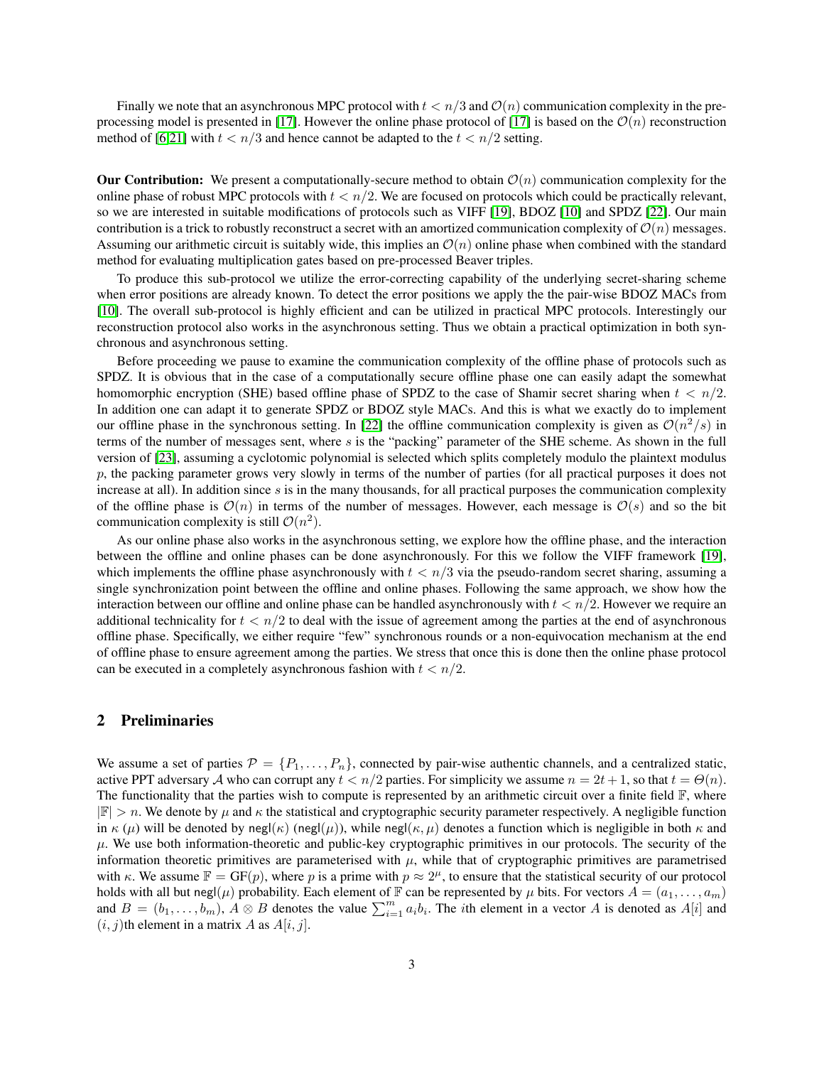Finally we note that an asynchronous MPC protocol with $t < n/3$ and $\mathcal{O}(n)$ communication complexity in the preprocessing model is presented in [17]. However the online phase protocol of [17] is based on the $\mathcal{O}(n)$ reconstruction method of [6,21] with $t < n/3$ and hence cannot be adapted to the $t < n/2$ setting.

**Our Contribution:** We present a computationally-secure method to obtain $\mathcal{O}(n)$ communication complexity for the online phase of robust MPC protocols with $t < n/2$. We are focused on protocols which could be practically relevant, so we are interested in suitable modifications of protocols such as VIFF [19], BDOZ [10] and SPDZ [22]. Our main contribution is a trick to robustly reconstruct a secret with an amortized communication complexity of $\mathcal{O}(n)$ messages. Assuming our arithmetic circuit is suitably wide, this implies an $\mathcal{O}(n)$ online phase when combined with the standard method for evaluating multiplication gates based on pre-processed Beaver triples.

To produce this sub-protocol we utilize the error-correcting capability of the underlying secret-sharing scheme when error positions are already known. To detect the error positions we apply the the pair-wise BDOZ MACs from [10]. The overall sub-protocol is highly efficient and can be utilized in practical MPC protocols. Interestingly our reconstruction protocol also works in the asynchronous setting. Thus we obtain a practical optimization in both synchronous and asynchronous setting.

Before proceeding we pause to examine the communication complexity of the offline phase of protocols such as SPDZ. It is obvious that in the case of a computationally secure offline phase one can easily adapt the somewhat homomorphic encryption (SHE) based offline phase of SPDZ to the case of Shamir secret sharing when $t < n/2$. In addition one can adapt it to generate SPDZ or BDOZ style MACs. And this is what we exactly do to implement our offline phase in the synchronous setting. In [22] the offline communication complexity is given as $\mathcal{O}(n^2/s)$ in terms of the number of messages sent, where $s$ is the "packing" parameter of the SHE scheme. As shown in the full version of [23], assuming a cyclotomic polynomial is selected which splits completely modulo the plaintext modulus $p$, the packing parameter grows very slowly in terms of the number of parties (for all practical purposes it does not increase at all). In addition since $s$ is in the many thousands, for all practical purposes the communication complexity of the offline phase is $\mathcal{O}(n)$ in terms of the number of messages. However, each message is $\mathcal{O}(s)$ and so the bit communication complexity is still $\mathcal{O}(n^2)$.

As our online phase also works in the asynchronous setting, we explore how the offline phase, and the interaction between the offline and online phases can be done asynchronously. For this we follow the VIFF framework [19], which implements the offline phase asynchronously with $t < n/3$ via the pseudo-random secret sharing, assuming a single synchronization point between the offline and online phases. Following the same approach, we show how the interaction between our offline and online phase can be handled asynchronously with $t < n/2$. However we require an additional technicality for $t < n/2$ to deal with the issue of agreement among the parties at the end of asynchronous offline phase. Specifically, we either require "few" synchronous rounds or a non-equivocation mechanism at the end of offline phase to ensure agreement among the parties. We stress that once this is done then the online phase protocol can be executed in a completely asynchronous fashion with $t < n/2$.

## 2 Preliminaries

We assume a set of parties $\mathcal{P} = \{P_1, \ldots, P_n\}$, connected by pair-wise authentic channels, and a centralized static, active PPT adversary $\mathcal{A}$ who can corrupt any $t < n/2$ parties. For simplicity we assume $n = 2t + 1$, so that $t = \Theta(n)$. The functionality that the parties wish to compute is represented by an arithmetic circuit over a finite field $\mathbb{F}$, where $|\mathbb{F}| > n$. We denote by $\mu$ and $\kappa$ the statistical and cryptographic security parameter respectively. A negligible function in $\kappa$ ($\mu$) will be denoted by $\mathsf{negl}(\kappa)$ ($\mathsf{negl}(\mu)$), while $\mathsf{negl}(\kappa, \mu)$ denotes a function which is negligible in both $\kappa$ and $\mu$. We use both information-theoretic and public-key cryptographic primitives in our protocols. The security of the information theoretic primitives are parameterised with $\mu$, while that of cryptographic primitives are parametrised with $\kappa$. We assume $\mathbb{F} = \mathrm{GF}(p)$, where $p$ is a prime with $p \approx 2^\mu$, to ensure that the statistical security of our protocol holds with all but $\mathsf{negl}(\mu)$ probability. Each element of $\mathbb{F}$ can be represented by $\mu$ bits. For vectors $A = (a_1, \ldots, a_m)$ and $B = (b_1, \ldots, b_m)$, $A \otimes B$ denotes the value $\sum_{i=1}^{m} a_i b_i$. The $i$th element in a vector $A$ is denoted as $A[i]$ and $(i, j)$th element in a matrix $A$ as $A[i, j]$.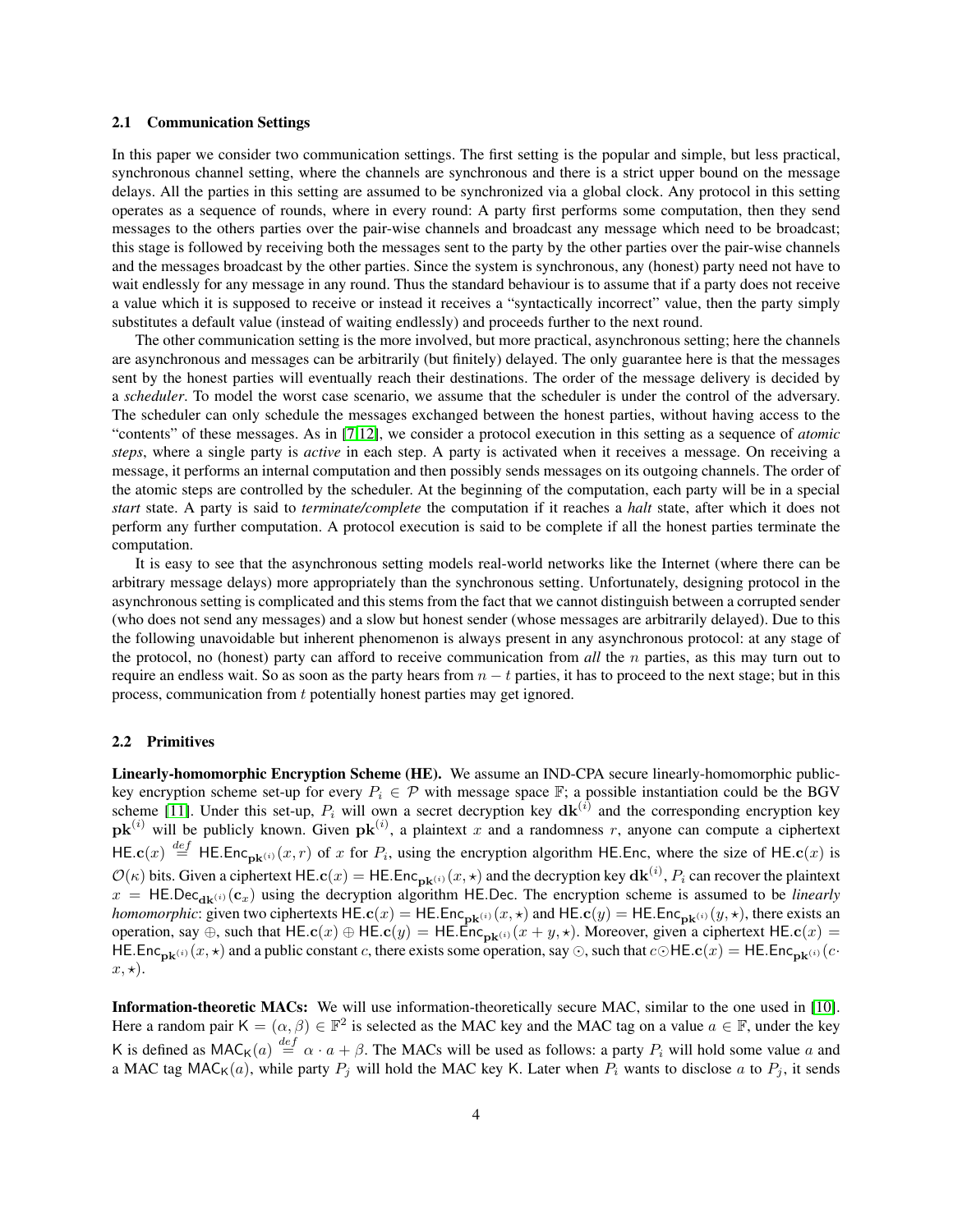### 2.1 Communication Settings

In this paper we consider two communication settings. The first setting is the popular and simple, but less practical, synchronous channel setting, where the channels are synchronous and there is a strict upper bound on the message delays. All the parties in this setting are assumed to be synchronized via a global clock. Any protocol in this setting operates as a sequence of rounds, where in every round: A party first performs some computation, then they send messages to the others parties over the pair-wise channels and broadcast any message which need to be broadcast; this stage is followed by receiving both the messages sent to the party by the other parties over the pair-wise channels and the messages broadcast by the other parties. Since the system is synchronous, any (honest) party need not have to wait endlessly for any message in any round. Thus the standard behaviour is to assume that if a party does not receive a value which it is supposed to receive or instead it receives a "syntactically incorrect" value, then the party simply substitutes a default value (instead of waiting endlessly) and proceeds further to the next round.

The other communication setting is the more involved, but more practical, asynchronous setting; here the channels are asynchronous and messages can be arbitrarily (but finitely) delayed. The only guarantee here is that the messages sent by the honest parties will eventually reach their destinations. The order of the message delivery is decided by a *scheduler*. To model the worst case scenario, we assume that the scheduler is under the control of the adversary. The scheduler can only schedule the messages exchanged between the honest parties, without having access to the "contents" of these messages. As in [7,12], we consider a protocol execution in this setting as a sequence of *atomic steps*, where a single party is *active* in each step. A party is activated when it receives a message. On receiving a message, it performs an internal computation and then possibly sends messages on its outgoing channels. The order of the atomic steps are controlled by the scheduler. At the beginning of the computation, each party will be in a special *start* state. A party is said to *terminate/complete* the computation if it reaches a *halt* state, after which it does not perform any further computation. A protocol execution is said to be complete if all the honest parties terminate the computation.

It is easy to see that the asynchronous setting models real-world networks like the Internet (where there can be arbitrary message delays) more appropriately than the synchronous setting. Unfortunately, designing protocol in the asynchronous setting is complicated and this stems from the fact that we cannot distinguish between a corrupted sender (who does not send any messages) and a slow but honest sender (whose messages are arbitrarily delayed). Due to this the following unavoidable but inherent phenomenon is always present in any asynchronous protocol: at any stage of the protocol, no (honest) party can afford to receive communication from *all* the $n$ parties, as this may turn out to require an endless wait. So as soon as the party hears from $n - t$ parties, it has to proceed to the next stage; but in this process, communication from $t$ potentially honest parties may get ignored.

### 2.2 Primitives

**Linearly-homomorphic Encryption Scheme (HE).** We assume an IND-CPA secure linearly-homomorphic public-key encryption scheme set-up for every $P_i \in \mathcal{P}$ with message space $\mathbb{F}$; a possible instantiation could be the BGV scheme [11]. Under this set-up, $P_i$ will own a secret decryption key $\mathbf{dk}^{(i)}$ and the corresponding encryption key $\mathbf{pk}^{(i)}$ will be publicly known. Given $\mathbf{pk}^{(i)}$, a plaintext $x$ and a randomness $r$, anyone can compute a ciphertext $\mathsf{HE}.\mathbf{c}(x) \stackrel{def}{=} \mathsf{HE}.\mathsf{Enc}_{\mathbf{pk}^{(i)}}(x, r)$ of $x$ for $P_i$, using the encryption algorithm $\mathsf{HE}.\mathsf{Enc}$, where the size of $\mathsf{HE}.\mathbf{c}(x)$ is $\mathcal{O}(\kappa)$ bits. Given a ciphertext $\mathsf{HE}.\mathbf{c}(x) = \mathsf{HE}.\mathsf{Enc}_{\mathbf{pk}^{(i)}}(x, \star)$ and the decryption key $\mathbf{dk}^{(i)}$, $P_i$ can recover the plaintext $x = \mathsf{HE}.\mathsf{Dec}_{\mathbf{dk}^{(i)}}(\mathbf{c}_x)$ using the decryption algorithm $\mathsf{HE}.\mathsf{Dec}$. The encryption scheme is assumed to be *linearly homomorphic*: given two ciphertexts $\mathsf{HE}.\mathbf{c}(x) = \mathsf{HE}.\mathsf{Enc}_{\mathbf{pk}^{(i)}}(x, \star)$ and $\mathsf{HE}.\mathbf{c}(y) = \mathsf{HE}.\mathsf{Enc}_{\mathbf{pk}^{(i)}}(y, \star)$, there exists an operation, say $\oplus$, such that $\mathsf{HE}.\mathbf{c}(x) \oplus \mathsf{HE}.\mathbf{c}(y) = \mathsf{HE}.\mathsf{Enc}_{\mathbf{pk}^{(i)}}(x + y, \star)$. Moreover, given a ciphertext $\mathsf{HE}.\mathbf{c}(x) = \mathsf{HE}.\mathsf{Enc}_{\mathbf{pk}^{(i)}}(x, \star)$ and a public constant $c$, there exists some operation, say $\odot$, such that $c \odot \mathsf{HE}.\mathbf{c}(x) = \mathsf{HE}.\mathsf{Enc}_{\mathbf{pk}^{(i)}}(c \cdot x, \star)$.

**Information-theoretic MACs:** We will use information-theoretically secure MAC, similar to the one used in [10]. Here a random pair $\mathsf{K} = (\alpha, \beta) \in \mathbb{F}^2$ is selected as the MAC key and the MAC tag on a value $a \in \mathbb{F}$, under the key $\mathsf{K}$ is defined as $\mathsf{MAC}_{\mathsf{K}}(a) \stackrel{def}{=} \alpha \cdot a + \beta$. The MACs will be used as follows: a party $P_i$ will hold some value $a$ and a MAC tag $\mathsf{MAC}_{\mathsf{K}}(a)$, while party $P_j$ will hold the MAC key $\mathsf{K}$. Later when $P_i$ wants to disclose $a$ to $P_j$, it sends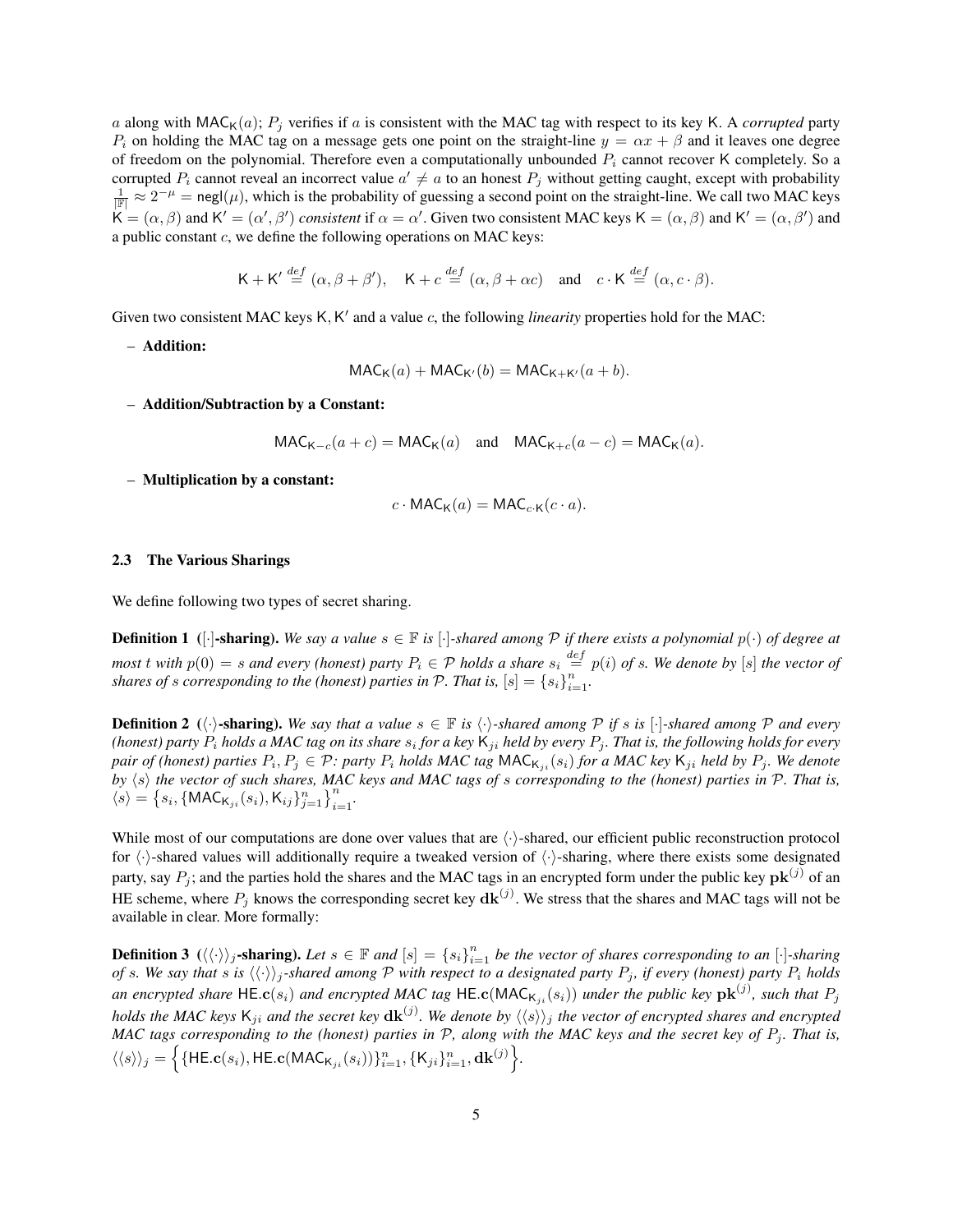$a$ along with $\mathsf{MAC}_{\mathsf{K}}(a)$; $P_j$ verifies if $a$ is consistent with the MAC tag with respect to its key $\mathsf{K}$. A *corrupted* party $P_i$ on holding the MAC tag on a message gets one point on the straight-line $y = \alpha x + \beta$ and it leaves one degree of freedom on the polynomial. Therefore even a computationally unbounded $P_i$ cannot recover $\mathsf{K}$ completely. So a corrupted $P_i$ cannot reveal an incorrect value $a' \neq a$ to an honest $P_j$ without getting caught, except with probability $\frac{1}{|\mathbb{F}|} \approx 2^{-\mu} = \mathsf{negl}(\mu)$, which is the probability of guessing a second point on the straight-line. We call two MAC keys $\mathsf{K} = (\alpha, \beta)$ and $\mathsf{K}' = (\alpha', \beta')$ *consistent* if $\alpha = \alpha'$. Given two consistent MAC keys $\mathsf{K} = (\alpha, \beta)$ and $\mathsf{K}' = (\alpha, \beta')$ and a public constant $c$, we define the following operations on MAC keys:

$$\mathsf{K} + \mathsf{K}' \stackrel{def}{=} (\alpha, \beta + \beta'), \quad \mathsf{K} + c \stackrel{def}{=} (\alpha, \beta + \alpha c) \quad \text{and} \quad c \cdot \mathsf{K} \stackrel{def}{=} (\alpha, c \cdot \beta).$$

Given two consistent MAC keys $\mathsf{K}, \mathsf{K}'$ and a value $c$, the following *linearity* properties hold for the MAC:

– **Addition:**

$$\mathsf{MAC}_{\mathsf{K}}(a) + \mathsf{MAC}_{\mathsf{K}'}(b) = \mathsf{MAC}_{\mathsf{K}+\mathsf{K}'}(a + b).$$

– **Addition/Subtraction by a Constant:**

$$\mathsf{MAC}_{\mathsf{K}-c}(a + c) = \mathsf{MAC}_{\mathsf{K}}(a) \quad \text{and} \quad \mathsf{MAC}_{\mathsf{K}+c}(a - c) = \mathsf{MAC}_{\mathsf{K}}(a).$$

– **Multiplication by a constant:**

$$c \cdot \mathsf{MAC}_{\mathsf{K}}(a) = \mathsf{MAC}_{c \cdot \mathsf{K}}(c \cdot a).$$

### 2.3 The Various Sharings

We define following two types of secret sharing.

**Definition 1** (**$[\cdot]$-sharing**). *We say a value $s \in \mathbb{F}$ is $[\cdot]$-shared among $\mathcal{P}$ if there exists a polynomial $p(\cdot)$ of degree at most $t$ with $p(0) = s$ and every (honest) party $P_i \in \mathcal{P}$ holds a share $s_i \stackrel{def}{=} p(i)$ of $s$. We denote by $[s]$ the vector of shares of $s$ corresponding to the (honest) parties in $\mathcal{P}$. That is, $[s] = \{s_i\}_{i=1}^n$.*

**Definition 2** (**$\langle\cdot\rangle$-sharing**). *We say that a value $s \in \mathbb{F}$ is $\langle\cdot\rangle$-shared among $\mathcal{P}$ if $s$ is $[\cdot]$-shared among $\mathcal{P}$ and every (honest) party $P_i$ holds a MAC tag on its share $s_i$ for a key $\mathsf{K}_{ji}$ held by every $P_j$. That is, the following holds for every pair of (honest) parties $P_i, P_j \in \mathcal{P}$: party $P_i$ holds MAC tag $\mathsf{MAC}_{\mathsf{K}_{ji}}(s_i)$ for a MAC key $\mathsf{K}_{ji}$ held by $P_j$. We denote by $\langle s\rangle$ the vector of such shares, MAC keys and MAC tags of $s$ corresponding to the (honest) parties in $\mathcal{P}$. That is, $\langle s\rangle = \left\{s_i, \{\mathsf{MAC}_{\mathsf{K}_{ji}}(s_i), \mathsf{K}_{ij}\}_{j=1}^n\right\}_{i=1}^n$.*

While most of our computations are done over values that are $\langle\cdot\rangle$-shared, our efficient public reconstruction protocol for $\langle\cdot\rangle$-shared values will additionally require a tweaked version of $\langle\cdot\rangle$-sharing, where there exists some designated party, say $P_j$; and the parties hold the shares and the MAC tags in an encrypted form under the public key $\mathbf{pk}^{(j)}$ of an HE scheme, where $P_j$ knows the corresponding secret key $\mathbf{dk}^{(j)}$. We stress that the shares and MAC tags will not be available in clear. More formally:

**Definition 3** (**$\langle\langle\cdot\rangle\rangle_j$-sharing**). *Let $s \in \mathbb{F}$ and $[s] = \{s_i\}_{i=1}^n$ be the vector of shares corresponding to an $[\cdot]$-sharing of $s$. We say that $s$ is $\langle\langle\cdot\rangle\rangle_j$-shared among $\mathcal{P}$ with respect to a designated party $P_j$, if every (honest) party $P_i$ holds an encrypted share $\mathsf{HE}.\mathbf{c}(s_i)$ and encrypted MAC tag $\mathsf{HE}.\mathbf{c}(\mathsf{MAC}_{\mathsf{K}_{ji}}(s_i))$ under the public key $\mathbf{pk}^{(j)}$, such that $P_j$ holds the MAC keys $\mathsf{K}_{ji}$ and the secret key $\mathbf{dk}^{(j)}$. We denote by $\langle\langle s\rangle\rangle_j$ the vector of encrypted shares and encrypted MAC tags corresponding to the (honest) parties in $\mathcal{P}$, along with the MAC keys and the secret key of $P_j$. That is, $\langle\langle s\rangle\rangle_j = \left\{\{\mathsf{HE}.\mathbf{c}(s_i), \mathsf{HE}.\mathbf{c}(\mathsf{MAC}_{\mathsf{K}_{ji}}(s_i))\}_{i=1}^n, \{\mathsf{K}_{ji}\}_{i=1}^n, \mathbf{dk}^{(j)}\right\}$.*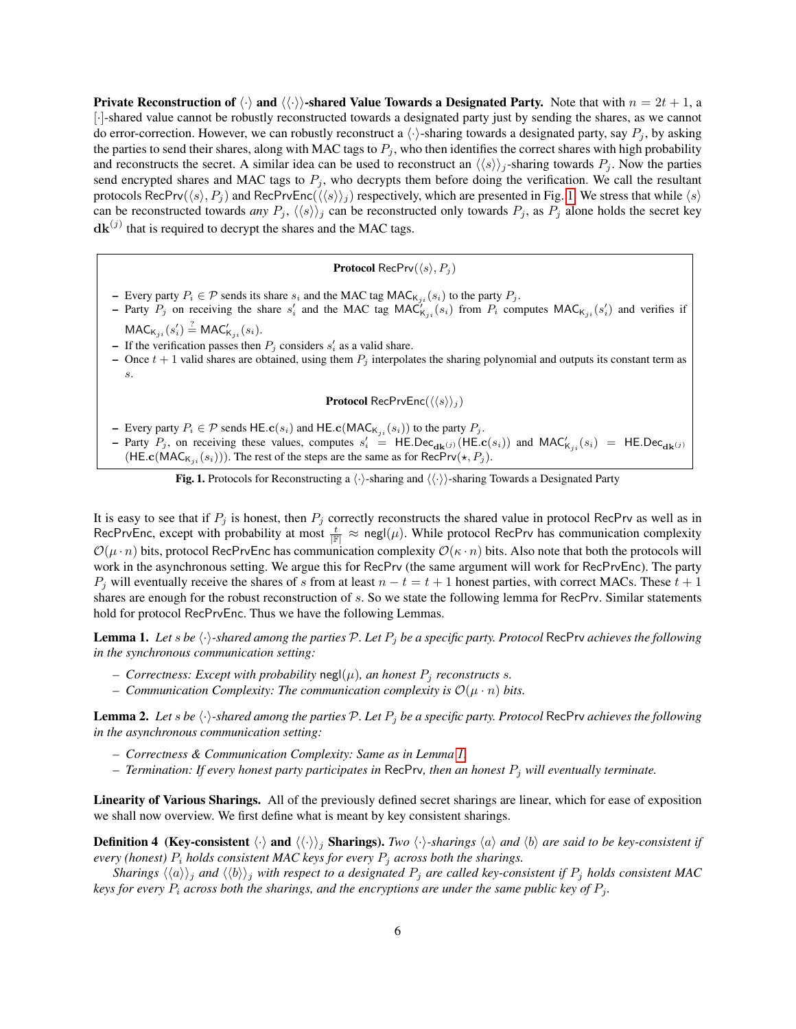**Private Reconstruction of $\langle\cdot\rangle$ and $\langle\langle\cdot\rangle\rangle$-shared Value Towards a Designated Party.** Note that with $n = 2t+1$, a $[\cdot]$-shared value cannot be robustly reconstructed towards a designated party just by sending the shares, as we cannot do error-correction. However, we can robustly reconstruct a $\langle\cdot\rangle$-sharing towards a designated party, say $P_j$, by asking the parties to send their shares, along with MAC tags to $P_j$, who then identifies the correct shares with high probability and reconstructs the secret. A similar idea can be used to reconstruct an $\langle\langle s\rangle\rangle_j$-sharing towards $P_j$. Now the parties send encrypted shares and MAC tags to $P_j$, who decrypts them before doing the verification. We call the resultant protocols $\mathsf{RecPrv}(\langle s\rangle, P_j)$ and $\mathsf{RecPrvEnc}(\langle\langle s\rangle\rangle_j)$ respectively, which are presented in Fig. 1. We stress that while $\langle s\rangle$ can be reconstructed towards *any* $P_j$, $\langle\langle s\rangle\rangle_j$ can be reconstructed only towards $P_j$, as $P_j$ alone holds the secret key $\mathbf{dk}^{(j)}$ that is required to decrypt the shares and the MAC tags.

**Protocol** $\mathsf{RecPrv}(\langle s\rangle, P_j)$

- Every party $P_i \in \mathcal{P}$ sends its share $s_i$ and the MAC tag $\mathsf{MAC}_{\mathsf{K}_{ji}}(s_i)$ to the party $P_j$.
- Party $P_j$ on receiving the share $s'_i$ and the MAC tag $\mathsf{MAC}'_{\mathsf{K}_{ji}}(s_i)$ from $P_i$ computes $\mathsf{MAC}_{\mathsf{K}_{ji}}(s'_i)$ and verifies if $\mathsf{MAC}_{\mathsf{K}_{ji}}(s'_i) \stackrel{?}{=} \mathsf{MAC}'_{\mathsf{K}_{ji}}(s_i)$.
- If the verification passes then $P_j$ considers $s'_i$ as a valid share.
- Once $t+1$ valid shares are obtained, using them $P_j$ interpolates the sharing polynomial and outputs its constant term as $s$.

**Protocol** $\mathsf{RecPrvEnc}(\langle\langle s\rangle\rangle_j)$

- Every party $P_i \in \mathcal{P}$ sends $\mathsf{HE}.\mathbf{c}(s_i)$ and $\mathsf{HE}.\mathbf{c}(\mathsf{MAC}_{\mathsf{K}_{ji}}(s_i))$ to the party $P_j$.
- Party $P_j$, on receiving these values, computes $s'_i = \mathsf{HE.Dec}_{\mathbf{dk}^{(j)}}(\mathsf{HE}.\mathbf{c}(s_i))$ and $\mathsf{MAC}'_{\mathsf{K}_{ji}}(s_i) = \mathsf{HE.Dec}_{\mathbf{dk}^{(j)}}(\mathsf{HE}.\mathbf{c}(\mathsf{MAC}_{\mathsf{K}_{ji}}(s_i)))$. The rest of the steps are the same as for $\mathsf{RecPrv}(\star, P_j)$.

**Fig. 1.** Protocols for Reconstructing a $\langle\cdot\rangle$-sharing and $\langle\langle\cdot\rangle\rangle$-sharing Towards a Designated Party

It is easy to see that if $P_j$ is honest, then $P_j$ correctly reconstructs the shared value in protocol $\mathsf{RecPrv}$ as well as in $\mathsf{RecPrvEnc}$, except with probability at most $\frac{t}{|\mathbb{F}|} \approx \mathsf{negl}(\mu)$. While protocol $\mathsf{RecPrv}$ has communication complexity $\mathcal{O}(\mu \cdot n)$ bits, protocol $\mathsf{RecPrvEnc}$ has communication complexity $\mathcal{O}(\kappa \cdot n)$ bits. Also note that both the protocols will work in the asynchronous setting. We argue this for $\mathsf{RecPrv}$ (the same argument will work for $\mathsf{RecPrvEnc}$). The party $P_j$ will eventually receive the shares of $s$ from at least $n - t = t + 1$ honest parties, with correct MACs. These $t+1$ shares are enough for the robust reconstruction of $s$. So we state the following lemma for $\mathsf{RecPrv}$. Similar statements hold for protocol $\mathsf{RecPrvEnc}$. Thus we have the following Lemmas.

**Lemma 1.** *Let $s$ be $\langle\cdot\rangle$-shared among the parties $\mathcal{P}$. Let $P_j$ be a specific party. Protocol* $\mathsf{RecPrv}$ *achieves the following in the synchronous communication setting:*

- *Correctness: Except with probability $\mathsf{negl}(\mu)$, an honest $P_j$ reconstructs $s$.*
- *Communication Complexity: The communication complexity is $\mathcal{O}(\mu \cdot n)$ bits.*

**Lemma 2.** *Let $s$ be $\langle\cdot\rangle$-shared among the parties $\mathcal{P}$. Let $P_j$ be a specific party. Protocol* $\mathsf{RecPrv}$ *achieves the following in the asynchronous communication setting:*

- *Correctness & Communication Complexity: Same as in Lemma 1.*
- *Termination: If every honest party participates in* $\mathsf{RecPrv}$*, then an honest $P_j$ will eventually terminate.*

**Linearity of Various Sharings.** All of the previously defined secret sharings are linear, which for ease of exposition we shall now overview. We first define what is meant by key consistent sharings.

**Definition 4 (Key-consistent $\langle\cdot\rangle$ and $\langle\langle\cdot\rangle\rangle_j$ Sharings).** *Two $\langle\cdot\rangle$-sharings $\langle a\rangle$ and $\langle b\rangle$ are said to be key-consistent if every (honest) $P_i$ holds consistent MAC keys for every $P_j$ across both the sharings.*

*Sharings $\langle\langle a\rangle\rangle_j$ and $\langle\langle b\rangle\rangle_j$ with respect to a designated $P_j$ are called key-consistent if $P_j$ holds consistent MAC keys for every $P_i$ across both the sharings, and the encryptions are under the same public key of $P_j$.*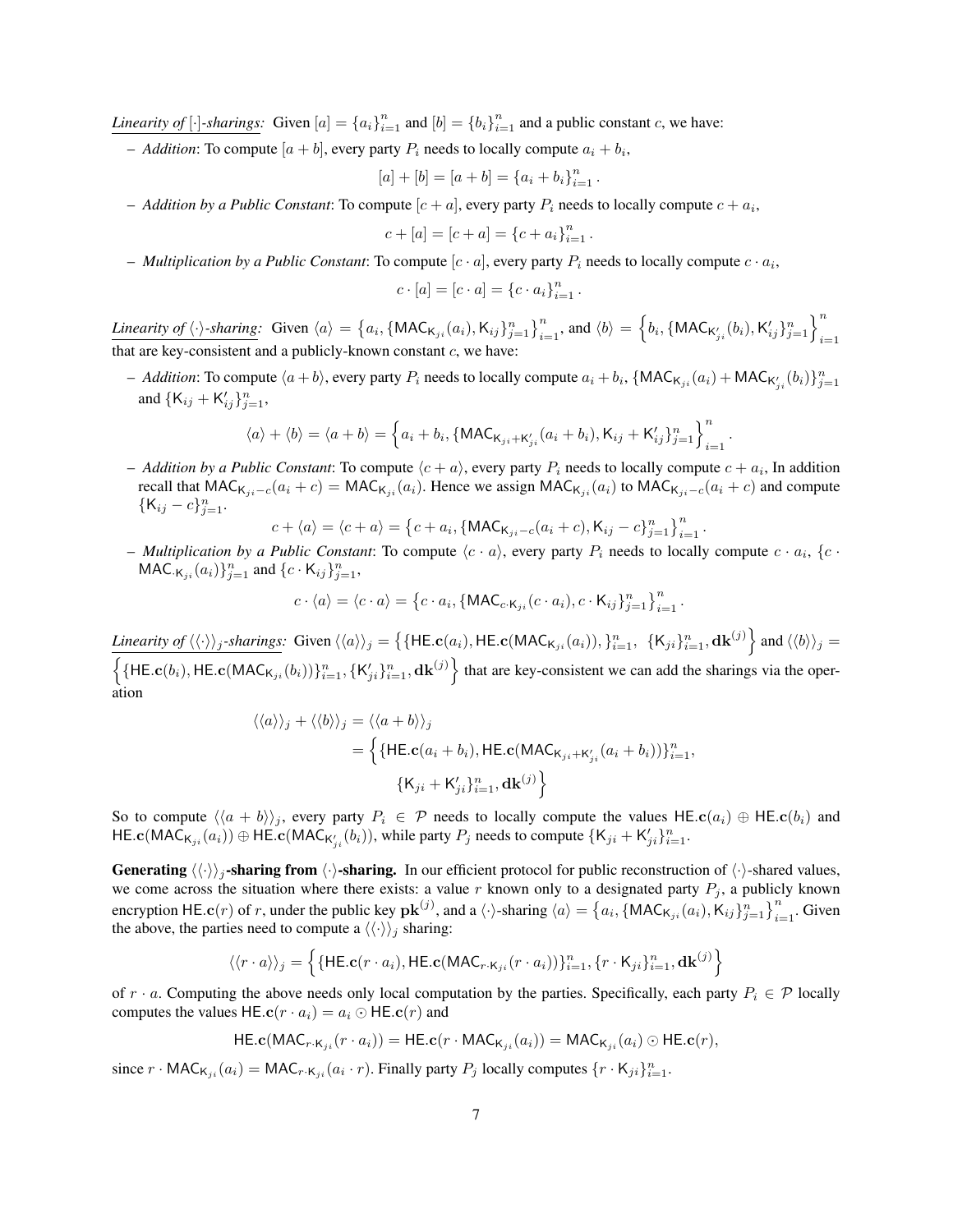*Linearity of $[\cdot]$-sharings:* Given $[a] = \{a_i\}_{i=1}^n$ and $[b] = \{b_i\}_{i=1}^n$ and a public constant $c$, we have:

– *Addition*: To compute $[a+b]$, every party $P_i$ needs to locally compute $a_i + b_i$,

$$[a] + [b] = [a+b] = \{a_i + b_i\}_{i=1}^n .$$

– *Addition by a Public Constant*: To compute $[c+a]$, every party $P_i$ needs to locally compute $c + a_i$,

$$c + [a] = [c+a] = \{c + a_i\}_{i=1}^n .$$

– *Multiplication by a Public Constant*: To compute $[c \cdot a]$, every party $P_i$ needs to locally compute $c \cdot a_i$,

$$c \cdot [a] = [c \cdot a] = \{c \cdot a_i\}_{i=1}^n .$$

*Linearity of $\langle\cdot\rangle$-sharing:* Given $\langle a \rangle = \left\{a_i, \{\mathsf{MAC}_{\mathsf{K}_{ji}}(a_i), \mathsf{K}_{ij}\}_{j=1}^n\right\}_{i=1}^n$, and $\langle b \rangle = \left\{b_i, \{\mathsf{MAC}_{\mathsf{K}'_{ji}}(b_i), \mathsf{K}'_{ij}\}_{j=1}^n\right\}_{i=1}^n$ that are key-consistent and a publicly-known constant $c$, we have:

– *Addition*: To compute $\langle a+b \rangle$, every party $P_i$ needs to locally compute $a_i + b_i$, $\{\mathsf{MAC}_{\mathsf{K}_{ji}}(a_i) + \mathsf{MAC}_{\mathsf{K}'_{ji}}(b_i)\}_{j=1}^n$ and $\{\mathsf{K}_{ij} + \mathsf{K}'_{ij}\}_{j=1}^n$,

$$\langle a \rangle + \langle b \rangle = \langle a+b \rangle = \left\{a_i + b_i, \{\mathsf{MAC}_{\mathsf{K}_{ji}+\mathsf{K}'_{ji}}(a_i+b_i), \mathsf{K}_{ij} + \mathsf{K}'_{ij}\}_{j=1}^n\right\}_{i=1}^n .$$

– *Addition by a Public Constant*: To compute $\langle c+a \rangle$, every party $P_i$ needs to locally compute $c + a_i$, In addition recall that $\mathsf{MAC}_{\mathsf{K}_{ji}-c}(a_i + c) = \mathsf{MAC}_{\mathsf{K}_{ji}}(a_i)$. Hence we assign $\mathsf{MAC}_{\mathsf{K}_{ji}}(a_i)$ to $\mathsf{MAC}_{\mathsf{K}_{ji}-c}(a_i + c)$ and compute $\{\mathsf{K}_{ij} - c\}_{j=1}^n$.

$$c + \langle a \rangle = \langle c+a \rangle = \left\{c + a_i, \{\mathsf{MAC}_{\mathsf{K}_{ji}-c}(a_i+c), \mathsf{K}_{ij} - c\}_{j=1}^n\right\}_{i=1}^n .$$

– *Multiplication by a Public Constant*: To compute $\langle c \cdot a \rangle$, every party $P_i$ needs to locally compute $c \cdot a_i$, $\{c \cdot \mathsf{MAC}_{\cdot \mathsf{K}_{ji}}(a_i)\}_{j=1}^n$ and $\{c \cdot \mathsf{K}_{ij}\}_{j=1}^n$,

$$c \cdot \langle a \rangle = \langle c \cdot a \rangle = \left\{c \cdot a_i, \{\mathsf{MAC}_{c \cdot \mathsf{K}_{ji}}(c \cdot a_i), c \cdot \mathsf{K}_{ij}\}_{j=1}^n\right\}_{i=1}^n .$$

*Linearity of $\langle\langle\cdot\rangle\rangle_j$-sharings:* Given $\langle\langle a \rangle\rangle_j = \left\{\{\mathsf{HE}.\mathbf{c}(a_i), \mathsf{HE}.\mathbf{c}(\mathsf{MAC}_{\mathsf{K}_{ji}}(a_i)),\}_{i=1}^n,\ \{\mathsf{K}_{ji}\}_{i=1}^n, \mathbf{dk}^{(j)}\right\}$ and $\langle\langle b \rangle\rangle_j = \left\{\{\mathsf{HE}.\mathbf{c}(b_i), \mathsf{HE}.\mathbf{c}(\mathsf{MAC}_{\mathsf{K}_{ji}}(b_i))\}_{i=1}^n, \{\mathsf{K}'_{ji}\}_{i=1}^n, \mathbf{dk}^{(j)}\right\}$ that are key-consistent we can add the sharings via the operation

$$\begin{aligned}\langle\langle a \rangle\rangle_j + \langle\langle b \rangle\rangle_j &= \langle\langle a+b \rangle\rangle_j \\ &= \Big\{\{\mathsf{HE}.\mathbf{c}(a_i + b_i), \mathsf{HE}.\mathbf{c}(\mathsf{MAC}_{\mathsf{K}_{ji}+\mathsf{K}'_{ji}}(a_i + b_i))\}_{i=1}^n, \\ &\qquad \{\mathsf{K}_{ji} + \mathsf{K}'_{ji}\}_{i=1}^n, \mathbf{dk}^{(j)}\Big\}\end{aligned}$$

So to compute $\langle\langle a+b \rangle\rangle_j$, every party $P_i \in \mathcal{P}$ needs to locally compute the values $\mathsf{HE}.\mathbf{c}(a_i) \oplus \mathsf{HE}.\mathbf{c}(b_i)$ and $\mathsf{HE}.\mathbf{c}(\mathsf{MAC}_{\mathsf{K}_{ji}}(a_i)) \oplus \mathsf{HE}.\mathbf{c}(\mathsf{MAC}_{\mathsf{K}'_{ji}}(b_i))$, while party $P_j$ needs to compute $\{\mathsf{K}_{ji} + \mathsf{K}'_{ji}\}_{i=1}^n$.

**Generating $\langle\langle\cdot\rangle\rangle_j$-sharing from $\langle\cdot\rangle$-sharing.** In our efficient protocol for public reconstruction of $\langle\cdot\rangle$-shared values, we come across the situation where there exists: a value $r$ known only to a designated party $P_j$, a publicly known encryption $\mathsf{HE}.\mathbf{c}(r)$ of $r$, under the public key $\mathbf{pk}^{(j)}$, and a $\langle\cdot\rangle$-sharing $\langle a \rangle = \left\{a_i, \{\mathsf{MAC}_{\mathsf{K}_{ji}}(a_i), \mathsf{K}_{ij}\}_{j=1}^n\right\}_{i=1}^n$. Given the above, the parties need to compute a $\langle\langle\cdot\rangle\rangle_j$ sharing:

$$\langle\langle r \cdot a \rangle\rangle_j = \left\{\{\mathsf{HE}.\mathbf{c}(r \cdot a_i), \mathsf{HE}.\mathbf{c}(\mathsf{MAC}_{r \cdot \mathsf{K}_{ji}}(r \cdot a_i))\}_{i=1}^n, \{r \cdot \mathsf{K}_{ji}\}_{i=1}^n, \mathbf{dk}^{(j)}\right\}$$

of $r \cdot a$. Computing the above needs only local computation by the parties. Specifically, each party $P_i \in \mathcal{P}$ locally computes the values $\mathsf{HE}.\mathbf{c}(r \cdot a_i) = a_i \odot \mathsf{HE}.\mathbf{c}(r)$ and

$$\mathsf{HE}.\mathbf{c}(\mathsf{MAC}_{r \cdot \mathsf{K}_{ji}}(r \cdot a_i)) = \mathsf{HE}.\mathbf{c}(r \cdot \mathsf{MAC}_{\mathsf{K}_{ji}}(a_i)) = \mathsf{MAC}_{\mathsf{K}_{ji}}(a_i) \odot \mathsf{HE}.\mathbf{c}(r),$$

since $r \cdot \mathsf{MAC}_{\mathsf{K}_{ji}}(a_i) = \mathsf{MAC}_{r \cdot \mathsf{K}_{ji}}(a_i \cdot r)$. Finally party $P_j$ locally computes $\{r \cdot \mathsf{K}_{ji}\}_{i=1}^n$.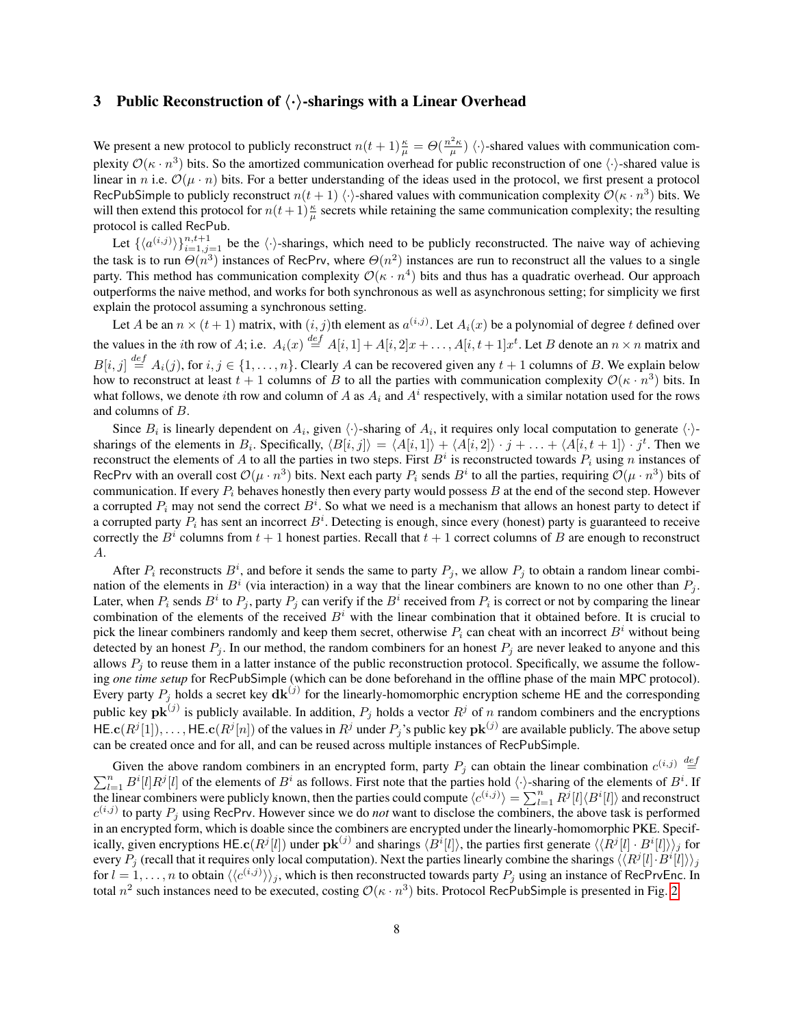## 3 Public Reconstruction of $\langle\cdot\rangle$-sharings with a Linear Overhead

We present a new protocol to publicly reconstruct $n(t+1)\frac{\kappa}{\mu} = \Theta(\frac{n^2\kappa}{\mu})$ $\langle\cdot\rangle$-shared values with communication complexity $\mathcal{O}(\kappa \cdot n^3)$ bits. So the amortized communication overhead for public reconstruction of one $\langle\cdot\rangle$-shared value is linear in $n$ i.e. $\mathcal{O}(\mu \cdot n)$ bits. For a better understanding of the ideas used in the protocol, we first present a protocol RecPubSimple to publicly reconstruct $n(t+1)$ $\langle\cdot\rangle$-shared values with communication complexity $\mathcal{O}(\kappa \cdot n^3)$ bits. We will then extend this protocol for $n(t+1)\frac{\kappa}{\mu}$ secrets while retaining the same communication complexity; the resulting protocol is called RecPub.

Let $\{\langle a^{(i,j)}\rangle\}_{i=1,j=1}^{n,t+1}$ be the $\langle\cdot\rangle$-sharings, which need to be publicly reconstructed. The naive way of achieving the task is to run $\Theta(n^3)$ instances of RecPrv, where $\Theta(n^2)$ instances are run to reconstruct all the values to a single party. This method has communication complexity $\mathcal{O}(\kappa \cdot n^4)$ bits and thus has a quadratic overhead. Our approach outperforms the naive method, and works for both synchronous as well as asynchronous setting; for simplicity we first explain the protocol assuming a synchronous setting.

Let $A$ be an $n \times (t+1)$ matrix, with $(i,j)$th element as $a^{(i,j)}$. Let $A_i(x)$ be a polynomial of degree $t$ defined over the values in the $i$th row of $A$; i.e. $A_i(x) \stackrel{def}{=} A[i,1] + A[i,2]x + \ldots, A[i,t+1]x^t$. Let $B$ denote an $n \times n$ matrix and $B[i,j] \stackrel{def}{=} A_i(j)$, for $i,j \in \{1,\ldots,n\}$. Clearly $A$ can be recovered given any $t+1$ columns of $B$. We explain below how to reconstruct at least $t+1$ columns of $B$ to all the parties with communication complexity $\mathcal{O}(\kappa \cdot n^3)$ bits. In what follows, we denote $i$th row and column of $A$ as $A_i$ and $A^i$ respectively, with a similar notation used for the rows and columns of $B$.

Since $B_i$ is linearly dependent on $A_i$, given $\langle\cdot\rangle$-sharing of $A_i$, it requires only local computation to generate $\langle\cdot\rangle$-sharings of the elements in $B_i$. Specifically, $\langle B[i,j]\rangle = \langle A[i,1]\rangle + \langle A[i,2]\rangle \cdot j + \ldots + \langle A[i,t+1]\rangle \cdot j^t$. Then we reconstruct the elements of $A$ to all the parties in two steps. First $B^i$ is reconstructed towards $P_i$ using $n$ instances of RecPrv with an overall cost $\mathcal{O}(\mu \cdot n^3)$ bits. Next each party $P_i$ sends $B^i$ to all the parties, requiring $\mathcal{O}(\mu \cdot n^3)$ bits of communication. If every $P_i$ behaves honestly then every party would possess $B$ at the end of the second step. However a corrupted $P_i$ may not send the correct $B^i$. So what we need is a mechanism that allows an honest party to detect if a corrupted party $P_i$ has sent an incorrect $B^i$. Detecting is enough, since every (honest) party is guaranteed to receive correctly the $B^i$ columns from $t+1$ honest parties. Recall that $t+1$ correct columns of $B$ are enough to reconstruct $A$.

After $P_i$ reconstructs $B^i$, and before it sends the same to party $P_j$, we allow $P_j$ to obtain a random linear combination of the elements in $B^i$ (via interaction) in a way that the linear combiners are known to no one other than $P_j$. Later, when $P_i$ sends $B^i$ to $P_j$, party $P_j$ can verify if the $B^i$ received from $P_i$ is correct or not by comparing the linear combination of the elements of the received $B^i$ with the linear combination that it obtained before. It is crucial to pick the linear combiners randomly and keep them secret, otherwise $P_i$ can cheat with an incorrect $B^i$ without being detected by an honest $P_j$. In our method, the random combiners for an honest $P_j$ are never leaked to anyone and this allows $P_j$ to reuse them in a latter instance of the public reconstruction protocol. Specifically, we assume the following *one time setup* for RecPubSimple (which can be done beforehand in the offline phase of the main MPC protocol). Every party $P_j$ holds a secret key $\mathbf{dk}^{(j)}$ for the linearly-homomorphic encryption scheme HE and the corresponding public key $\mathbf{pk}^{(j)}$ is publicly available. In addition, $P_j$ holds a vector $R^j$ of $n$ random combiners and the encryptions $\mathsf{HE.c}(R^j[1]),\ldots,\mathsf{HE.c}(R^j[n])$ of the values in $R^j$ under $P_j$'s public key $\mathbf{pk}^{(j)}$ are available publicly. The above setup can be created once and for all, and can be reused across multiple instances of RecPubSimple.

Given the above random combiners in an encrypted form, party $P_j$ can obtain the linear combination $c^{(i,j)} \stackrel{def}{=} \sum_{l=1}^{n} B^i[l]R^j[l]$ of the elements of $B^i$ as follows. First note that the parties hold $\langle\cdot\rangle$-sharing of the elements of $B^i$. If the linear combiners were publicly known, then the parties could compute $\langle c^{(i,j)}\rangle = \sum_{l=1}^{n} R^j[l]\langle B^i[l]\rangle$ and reconstruct $c^{(i,j)}$ to party $P_j$ using RecPrv. However since we do *not* want to disclose the combiners, the above task is performed in an encrypted form, which is doable since the combiners are encrypted under the linearly-homomorphic PKE. Specifically, given encryptions $\mathsf{HE.c}(R^j[l])$ under $\mathbf{pk}^{(j)}$ and sharings $\langle B^i[l]\rangle$, the parties first generate $\langle\langle R^j[l] \cdot B^i[l]\rangle\rangle_j$ for every $P_j$ (recall that it requires only local computation). Next the parties linearly combine the sharings $\langle\langle R^j[l] \cdot B^i[l]\rangle\rangle_j$ for $l = 1,\ldots,n$ to obtain $\langle\langle c^{(i,j)}\rangle\rangle_j$, which is then reconstructed towards party $P_j$ using an instance of RecPrvEnc. In total $n^2$ such instances need to be executed, costing $\mathcal{O}(\kappa \cdot n^3)$ bits. Protocol RecPubSimple is presented in Fig. 2.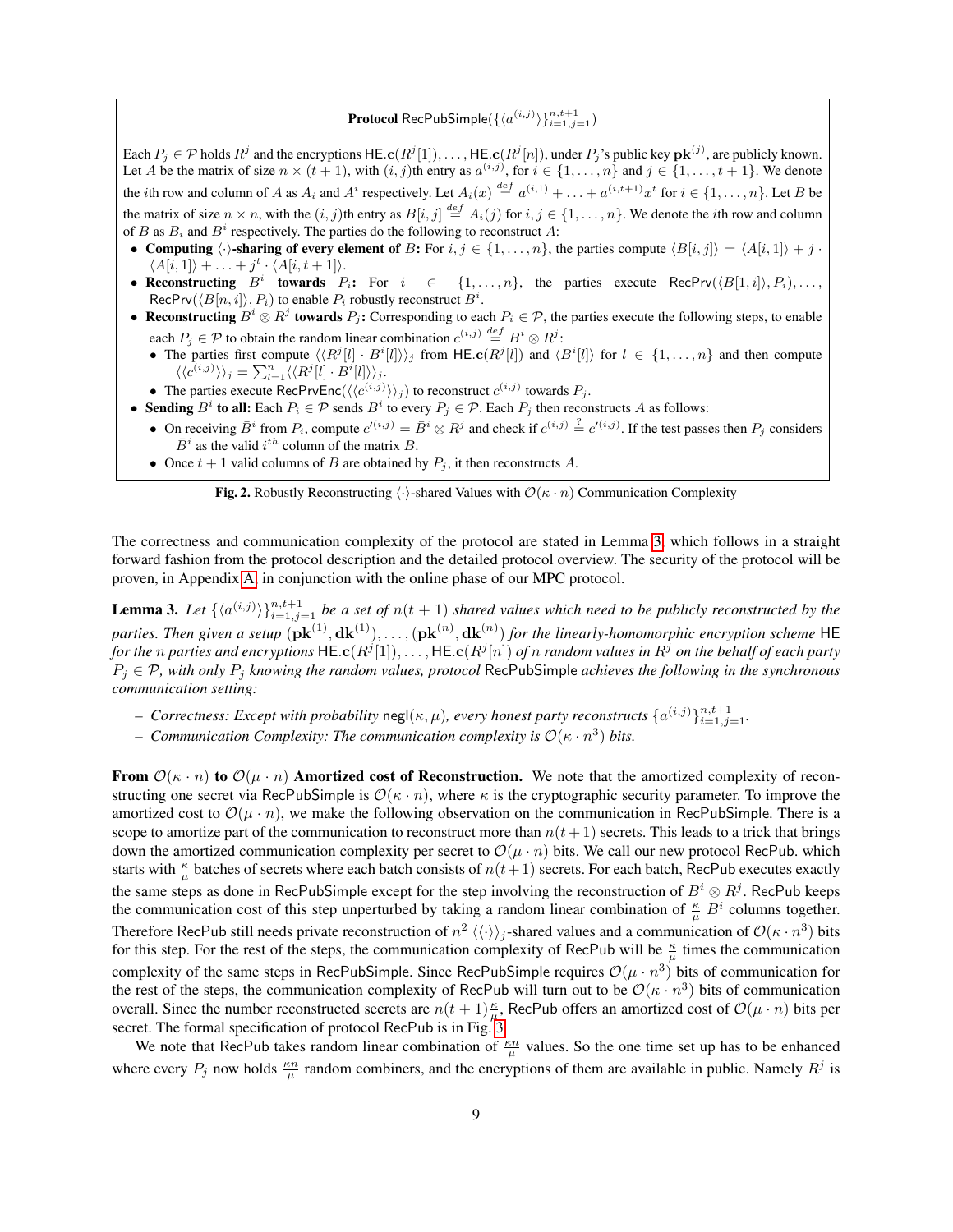**Protocol** $\mathsf{RecPubSimple}(\{\langle a^{(i,j)}\rangle\}_{i=1,j=1}^{n,t+1})$

Each $P_j \in \mathcal{P}$ holds $R^j$ and the encryptions $\mathsf{HE.c}(R^j[1]), \ldots, \mathsf{HE.c}(R^j[n])$, under $P_j$'s public key $\mathbf{pk}^{(j)}$, are publicly known. Let $A$ be the matrix of size $n \times (t+1)$, with $(i,j)$th entry as $a^{(i,j)}$, for $i \in \{1, \ldots, n\}$ and $j \in \{1, \ldots, t+1\}$. We denote the $i$th row and column of $A$ as $A_i$ and $A^i$ respectively. Let $A_i(x) \stackrel{def}{=} a^{(i,1)} + \ldots + a^{(i,t+1)}x^t$ for $i \in \{1, \ldots, n\}$. Let $B$ be the matrix of size $n \times n$, with the $(i,j)$th entry as $B[i,j] \stackrel{def}{=} A_i(j)$ for $i,j \in \{1, \ldots, n\}$. We denote the $i$th row and column of $B$ as $B_i$ and $B^i$ respectively. The parties do the following to reconstruct $A$:

- **Computing $\langle\cdot\rangle$-sharing of every element of $B$:** For $i,j \in \{1, \ldots, n\}$, the parties compute $\langle B[i,j]\rangle = \langle A[i,1]\rangle + j \cdot \langle A[i,1]\rangle + \ldots + j^t \cdot \langle A[i,t+1]\rangle$.
- **Reconstructing $B^i$ towards $P_i$:** For $i \in \{1, \ldots, n\}$, the parties execute $\mathsf{RecPrv}(\langle B[1,i]\rangle, P_i), \ldots, \mathsf{RecPrv}(\langle B[n,i]\rangle, P_i)$ to enable $P_i$ robustly reconstruct $B^i$.
- **Reconstructing $B^i \otimes R^j$ towards $P_j$:** Corresponding to each $P_i \in \mathcal{P}$, the parties execute the following steps, to enable each $P_j \in \mathcal{P}$ to obtain the random linear combination $c^{(i,j)} \stackrel{def}{=} B^i \otimes R^j$:
  - The parties first compute $\langle\langle R^j[l] \cdot B^i[l]\rangle\rangle_j$ from $\mathsf{HE.c}(R^j[l])$ and $\langle B^i[l]\rangle$ for $l \in \{1, \ldots, n\}$ and then compute $\langle\langle c^{(i,j)}\rangle\rangle_j = \sum_{l=1}^{n} \langle\langle R^j[l] \cdot B^i[l]\rangle\rangle_j$.
  - The parties execute $\mathsf{RecPrvEnc}(\langle\langle c^{(i,j)}\rangle\rangle_j)$ to reconstruct $c^{(i,j)}$ towards $P_j$.
- **Sending $B^i$ to all:** Each $P_i \in \mathcal{P}$ sends $B^i$ to every $P_j \in \mathcal{P}$. Each $P_j$ then reconstructs $A$ as follows:
  - On receiving $\bar{B}^i$ from $P_i$, compute $c'^{(i,j)} = \bar{B}^i \otimes R^j$ and check if $c^{(i,j)} \stackrel{?}{=} c'^{(i,j)}$. If the test passes then $P_j$ considers $\bar{B}^i$ as the valid $i^{th}$ column of the matrix $B$.
  - Once $t+1$ valid columns of $B$ are obtained by $P_j$, it then reconstructs $A$.

**Fig. 2.** Robustly Reconstructing $\langle\cdot\rangle$-shared Values with $\mathcal{O}(\kappa \cdot n)$ Communication Complexity

The correctness and communication complexity of the protocol are stated in Lemma 3 which follows in a straight forward fashion from the protocol description and the detailed protocol overview. The security of the protocol will be proven, in Appendix A, in conjunction with the online phase of our MPC protocol.

**Lemma 3.** *Let $\{\langle a^{(i,j)}\rangle\}_{i=1,j=1}^{n,t+1}$ be a set of $n(t+1)$ shared values which need to be publicly reconstructed by the parties. Then given a setup $(\mathbf{pk}^{(1)}, \mathbf{dk}^{(1)}), \ldots, (\mathbf{pk}^{(n)}, \mathbf{dk}^{(n)})$ for the linearly-homomorphic encryption scheme* HE *for the $n$ parties and encryptions $\mathsf{HE.c}(R^j[1]), \ldots, \mathsf{HE.c}(R^j[n])$ of $n$ random values in $R^j$ on the behalf of each party $P_j \in \mathcal{P}$, with only $P_j$ knowing the random values, protocol* RecPubSimple *achieves the following in the synchronous communication setting:*

- *Correctness: Except with probability $\mathsf{negl}(\kappa, \mu)$, every honest party reconstructs $\{a^{(i,j)}\}_{i=1,j=1}^{n,t+1}$.*
- *Communication Complexity: The communication complexity is $\mathcal{O}(\kappa \cdot n^3)$ bits.*

**From $\mathcal{O}(\kappa \cdot n)$ to $\mathcal{O}(\mu \cdot n)$ Amortized cost of Reconstruction.** We note that the amortized complexity of reconstructing one secret via RecPubSimple is $\mathcal{O}(\kappa \cdot n)$, where $\kappa$ is the cryptographic security parameter. To improve the amortized cost to $\mathcal{O}(\mu \cdot n)$, we make the following observation on the communication in RecPubSimple. There is a scope to amortize part of the communication to reconstruct more than $n(t+1)$ secrets. This leads to a trick that brings down the amortized communication complexity per secret to $\mathcal{O}(\mu \cdot n)$ bits. We call our new protocol RecPub. which starts with $\frac{\kappa}{\mu}$ batches of secrets where each batch consists of $n(t+1)$ secrets. For each batch, RecPub executes exactly the same steps as done in RecPubSimple except for the step involving the reconstruction of $B^i \otimes R^j$. RecPub keeps the communication cost of this step unperturbed by taking a random linear combination of $\frac{\kappa}{\mu}$ $B^i$ columns together. Therefore RecPub still needs private reconstruction of $n^2$ $\langle\langle\cdot\rangle\rangle_j$-shared values and a communication of $\mathcal{O}(\kappa \cdot n^3)$ bits for this step. For the rest of the steps, the communication complexity of RecPub will be $\frac{\kappa}{\mu}$ times the communication complexity of the same steps in RecPubSimple. Since RecPubSimple requires $\mathcal{O}(\mu \cdot n^3)$ bits of communication for the rest of the steps, the communication complexity of RecPub will turn out to be $\mathcal{O}(\kappa \cdot n^3)$ bits of communication overall. Since the number reconstructed secrets are $n(t+1)\frac{\kappa}{\mu}$, RecPub offers an amortized cost of $\mathcal{O}(\mu \cdot n)$ bits per secret. The formal specification of protocol RecPub is in Fig. 3.

We note that RecPub takes random linear combination of $\frac{\kappa n}{\mu}$ values. So the one time set up has to be enhanced where every $P_j$ now holds $\frac{\kappa n}{\mu}$ random combiners, and the encryptions of them are available in public. Namely $R^j$ is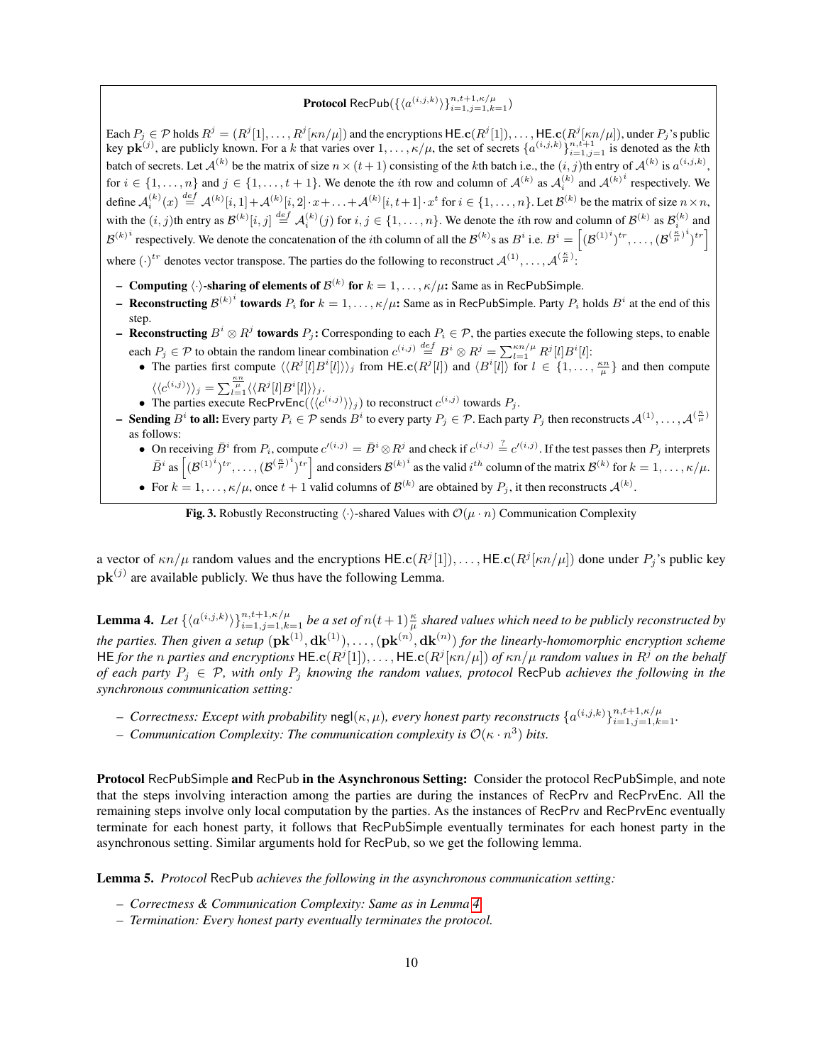**Protocol** $\mathsf{RecPub}(\{\langle a^{(i,j,k)}\rangle\}_{i=1,j=1,k=1}^{n,t+1,\kappa/\mu})$

Each $P_j \in \mathcal{P}$ holds $R^j = (R^j[1], \ldots, R^j[\kappa n/\mu])$ and the encryptions $\mathsf{HE.c}(R^j[1]), \ldots, \mathsf{HE.c}(R^j[\kappa n/\mu])$, under $P_j$'s public key $\mathbf{pk}^{(j)}$, are publicly known. For a $k$ that varies over $1, \ldots, \kappa/\mu$, the set of secrets $\{a^{(i,j,k)}\}_{i=1,j=1}^{n,t+1}$ is denoted as the $k$th batch of secrets. Let $\mathcal{A}^{(k)}$ be the matrix of size $n \times (t+1)$ consisting of the $k$th batch i.e., the $(i,j)$th entry of $\mathcal{A}^{(k)}$ is $a^{(i,j,k)}$, for $i \in \{1, \ldots, n\}$ and $j \in \{1, \ldots, t+1\}$. We denote the $i$th row and column of $\mathcal{A}^{(k)}$ as $\mathcal{A}_i^{(k)}$ and $\mathcal{A}^{(k)^i}$ respectively. We define $\mathcal{A}_i^{(k)}(x) \stackrel{def}{=} \mathcal{A}^{(k)}[i,1] + \mathcal{A}^{(k)}[i,2] \cdot x + \ldots + \mathcal{A}^{(k)}[i,t+1] \cdot x^t$ for $i \in \{1, \ldots, n\}$. Let $\mathcal{B}^{(k)}$ be the matrix of size $n \times n$, with the $(i,j)$th entry as $\mathcal{B}^{(k)}[i,j] \stackrel{def}{=} \mathcal{A}_i^{(k)}(j)$ for $i,j \in \{1, \ldots, n\}$. We denote the $i$th row and column of $\mathcal{B}^{(k)}$ as $\mathcal{B}_i^{(k)}$ and $\mathcal{B}^{(k)^i}$ respectively. We denote the concatenation of the $i$th column of all the $\mathcal{B}^{(k)}$s as $B^i$ i.e. $B^i = \left[ ({\mathcal{B}^{(1)}}^i)^{tr}, \ldots, ({\mathcal{B}^{(\frac{\kappa}{\mu})}}^i)^{tr} \right]$ where $(\cdot)^{tr}$ denotes vector transpose. The parties do the following to reconstruct $\mathcal{A}^{(1)}, \ldots, \mathcal{A}^{(\frac{\kappa}{\mu})}$:

- **Computing $\langle \cdot \rangle$-sharing of elements of $\mathcal{B}^{(k)}$ for $k = 1, \ldots, \kappa/\mu$:** Same as in $\mathsf{RecPubSimple}$.
- **Reconstructing $\mathcal{B}^{(k)^i}$ towards $P_i$ for $k = 1, \ldots, \kappa/\mu$:** Same as in $\mathsf{RecPubSimple}$. Party $P_i$ holds $B^i$ at the end of this step.
- **Reconstructing $B^i \otimes R^j$ towards $P_j$:** Corresponding to each $P_i \in \mathcal{P}$, the parties execute the following steps, to enable each $P_j \in \mathcal{P}$ to obtain the random linear combination $c^{(i,j)} \stackrel{def}{=} B^i \otimes R^j = \sum_{l=1}^{\kappa n/\mu} R^j[l] B^i[l]$:
  - The parties first compute $\langle\langle R^j[l] B^i[l] \rangle\rangle_j$ from $\mathsf{HE.c}(R^j[l])$ and $\langle B^i[l] \rangle$ for $l \in \{1, \ldots, \frac{\kappa n}{\mu}\}$ and then compute $\langle\langle c^{(i,j)} \rangle\rangle_j = \sum_{l=1}^{\frac{\kappa n}{\mu}} \langle\langle R^j[l] B^i[l] \rangle\rangle_j$.
  - The parties execute $\mathsf{RecPrvEnc}(\langle\langle c^{(i,j)} \rangle\rangle_j)$ to reconstruct $c^{(i,j)}$ towards $P_j$.
- **Sending $B^i$ to all:** Every party $P_i \in \mathcal{P}$ sends $B^i$ to every party $P_j \in \mathcal{P}$. Each party $P_j$ then reconstructs $\mathcal{A}^{(1)}, \ldots, \mathcal{A}^{(\frac{\kappa}{\mu})}$ as follows:
  - On receiving $\bar{B}^i$ from $P_i$, compute $c'^{(i,j)} = \bar{B}^i \otimes R^j$ and check if $c^{(i,j)} \stackrel{?}{=} c'^{(i,j)}$. If the test passes then $P_j$ interprets $\bar{B}^i$ as $\left[ ({\mathcal{B}^{(1)}}^i)^{tr}, \ldots, ({\mathcal{B}^{(\frac{\kappa}{\mu})}}^i)^{tr} \right]$ and considers $\mathcal{B}^{(k)^i}$ as the valid $i^{th}$ column of the matrix $\mathcal{B}^{(k)}$ for $k = 1, \ldots, \kappa/\mu$.
  - For $k = 1, \ldots, \kappa/\mu$, once $t+1$ valid columns of $\mathcal{B}^{(k)}$ are obtained by $P_j$, it then reconstructs $\mathcal{A}^{(k)}$.

**Fig. 3.** Robustly Reconstructing $\langle \cdot \rangle$-shared Values with $\mathcal{O}(\mu \cdot n)$ Communication Complexity

a vector of $\kappa n/\mu$ random values and the encryptions $\mathsf{HE.c}(R^j[1]), \ldots, \mathsf{HE.c}(R^j[\kappa n/\mu])$ done under $P_j$'s public key $\mathbf{pk}^{(j)}$ are available publicly. We thus have the following Lemma.

**Lemma 4.** *Let $\{\langle a^{(i,j,k)}\rangle\}_{i=1,j=1,k=1}^{n,t+1,\kappa/\mu}$ be a set of $n(t+1)\frac{\kappa}{\mu}$ shared values which need to be publicly reconstructed by the parties. Then given a setup $(\mathbf{pk}^{(1)}, \mathbf{dk}^{(1)}), \ldots, (\mathbf{pk}^{(n)}, \mathbf{dk}^{(n)})$ for the linearly-homomorphic encryption scheme $\mathsf{HE}$ for the $n$ parties and encryptions $\mathsf{HE.c}(R^j[1]), \ldots, \mathsf{HE.c}(R^j[\kappa n/\mu])$ of $\kappa n/\mu$ random values in $R^j$ on the behalf of each party $P_j \in \mathcal{P}$, with only $P_j$ knowing the random values, protocol $\mathsf{RecPub}$ achieves the following in the synchronous communication setting:*

- *Correctness: Except with probability $\mathsf{negl}(\kappa, \mu)$, every honest party reconstructs $\{a^{(i,j,k)}\}_{i=1,j=1,k=1}^{n,t+1,\kappa/\mu}$.*
- *Communication Complexity: The communication complexity is $\mathcal{O}(\kappa \cdot n^3)$ bits.*

**Protocol $\mathsf{RecPubSimple}$ and $\mathsf{RecPub}$ in the Asynchronous Setting:** Consider the protocol $\mathsf{RecPubSimple}$, and note that the steps involving interaction among the parties are during the instances of $\mathsf{RecPrv}$ and $\mathsf{RecPrvEnc}$. All the remaining steps involve only local computation by the parties. As the instances of $\mathsf{RecPrv}$ and $\mathsf{RecPrvEnc}$ eventually terminate for each honest party, it follows that $\mathsf{RecPubSimple}$ eventually terminates for each honest party in the asynchronous setting. Similar arguments hold for $\mathsf{RecPub}$, so we get the following lemma.

**Lemma 5.** *Protocol $\mathsf{RecPub}$ achieves the following in the asynchronous communication setting:*

- *Correctness & Communication Complexity: Same as in Lemma 4.*
- *Termination: Every honest party eventually terminates the protocol.*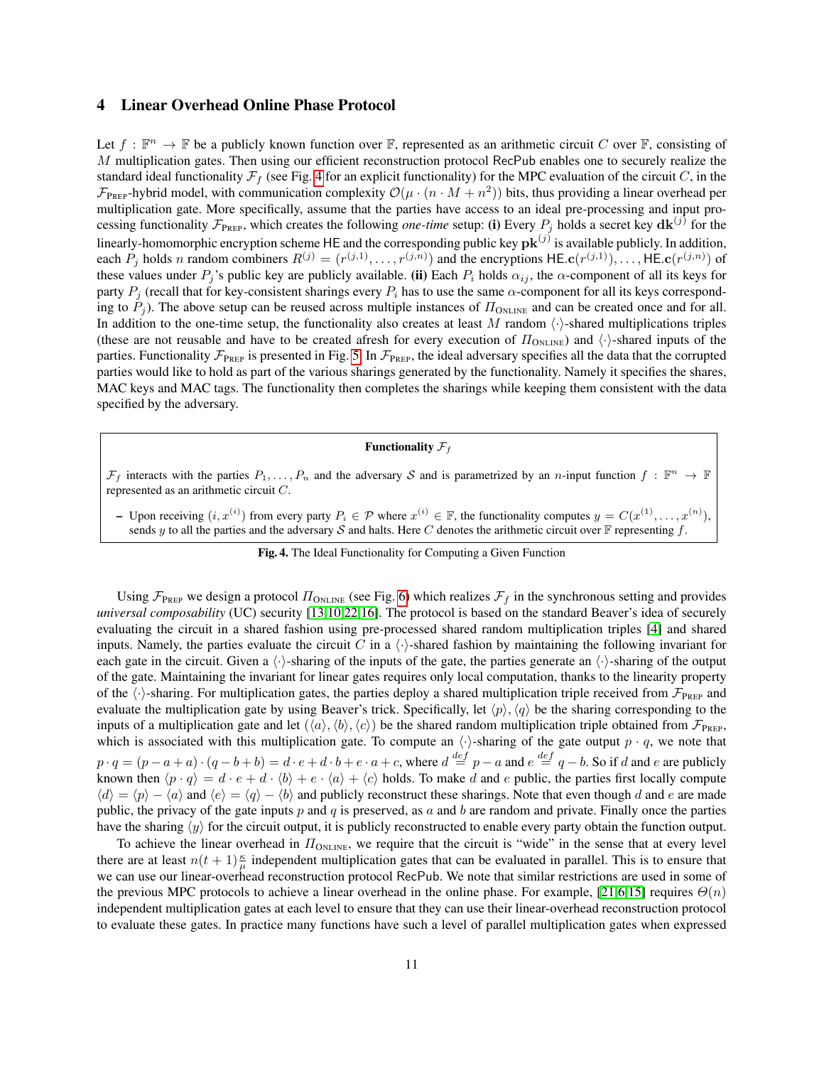## 4 Linear Overhead Online Phase Protocol

Let $f : \mathbb{F}^n \rightarrow \mathbb{F}$ be a publicly known function over $\mathbb{F}$, represented as an arithmetic circuit $C$ over $\mathbb{F}$, consisting of $M$ multiplication gates. Then using our efficient reconstruction protocol $\mathsf{RecPub}$ enables one to securely realize the standard ideal functionality $\mathcal{F}_f$ (see Fig. 4 for an explicit functionality) for the MPC evaluation of the circuit $C$, in the $\mathcal{F}_{\text{PREP}}$-hybrid model, with communication complexity $\mathcal{O}(\mu \cdot (n \cdot M + n^2))$ bits, thus providing a linear overhead per multiplication gate. More specifically, assume that the parties have access to an ideal pre-processing and input processing functionality $\mathcal{F}_{\text{PREP}}$, which creates the following *one-time* setup: **(i)** Every $P_j$ holds a secret key $\mathbf{dk}^{(j)}$ for the linearly-homomorphic encryption scheme $\mathsf{HE}$ and the corresponding public key $\mathbf{pk}^{(j)}$ is available publicly. In addition, each $P_j$ holds $n$ random combiners $R^{(j)} = (r^{(j,1)}, \ldots, r^{(j,n)})$ and the encryptions $\mathsf{HE}.\mathbf{c}(r^{(j,1)}), \ldots, \mathsf{HE}.\mathbf{c}(r^{(j,n)})$ of these values under $P_j$'s public key are publicly available. **(ii)** Each $P_i$ holds $\alpha_{ij}$, the $\alpha$-component of all its keys for party $P_j$ (recall that for key-consistent sharings every $P_i$ has to use the same $\alpha$-component for all its keys corresponding to $P_j$). The above setup can be reused across multiple instances of $\Pi_{\text{ONLINE}}$ and can be created once and for all. In addition to the one-time setup, the functionality also creates at least $M$ random $\langle\cdot\rangle$-shared multiplications triples (these are not reusable and have to be created afresh for every execution of $\Pi_{\text{ONLINE}}$) and $\langle\cdot\rangle$-shared inputs of the parties. Functionality $\mathcal{F}_{\text{PREP}}$ is presented in Fig. 5. In $\mathcal{F}_{\text{PREP}}$, the ideal adversary specifies all the data that the corrupted parties would like to hold as part of the various sharings generated by the functionality. Namely it specifies the shares, MAC keys and MAC tags. The functionality then completes the sharings while keeping them consistent with the data specified by the adversary.

---

**Functionality $\mathcal{F}_f$**

$\mathcal{F}_f$ interacts with the parties $P_1, \ldots, P_n$ and the adversary $\mathcal{S}$ and is parametrized by an $n$-input function $f : \mathbb{F}^n \rightarrow \mathbb{F}$ represented as an arithmetic circuit $C$.

– Upon receiving $(i, x^{(i)})$ from every party $P_i \in \mathcal{P}$ where $x^{(i)} \in \mathbb{F}$, the functionality computes $y = C(x^{(1)}, \ldots, x^{(n)})$, sends $y$ to all the parties and the adversary $\mathcal{S}$ and halts. Here $C$ denotes the arithmetic circuit over $\mathbb{F}$ representing $f$.

---

**Fig. 4.** The Ideal Functionality for Computing a Given Function

Using $\mathcal{F}_{\text{PREP}}$ we design a protocol $\Pi_{\text{ONLINE}}$ (see Fig. 6) which realizes $\mathcal{F}_f$ in the synchronous setting and provides *universal composability* (UC) security [13,10,22,16]. The protocol is based on the standard Beaver's idea of securely evaluating the circuit in a shared fashion using pre-processed shared random multiplication triples [4] and shared inputs. Namely, the parties evaluate the circuit $C$ in a $\langle\cdot\rangle$-shared fashion by maintaining the following invariant for each gate in the circuit. Given a $\langle\cdot\rangle$-sharing of the inputs of the gate, the parties generate an $\langle\cdot\rangle$-sharing of the output of the gate. Maintaining the invariant for linear gates requires only local computation, thanks to the linearity property of the $\langle\cdot\rangle$-sharing. For multiplication gates, the parties deploy a shared multiplication triple received from $\mathcal{F}_{\text{PREP}}$ and evaluate the multiplication gate by using Beaver's trick. Specifically, let $\langle p\rangle, \langle q\rangle$ be the sharing corresponding to the inputs of a multiplication gate and let $(\langle a\rangle, \langle b\rangle, \langle c\rangle)$ be the shared random multiplication triple obtained from $\mathcal{F}_{\text{PREP}}$, which is associated with this multiplication gate. To compute an $\langle\cdot\rangle$-sharing of the gate output $p \cdot q$, we note that $p \cdot q = (p - a + a) \cdot (q - b + b) = d \cdot e + d \cdot b + e \cdot a + c$, where $d \stackrel{def}{=} p - a$ and $e \stackrel{def}{=} q - b$. So if $d$ and $e$ are publicly known then $\langle p \cdot q\rangle = d \cdot e + d \cdot \langle b\rangle + e \cdot \langle a\rangle + \langle c\rangle$ holds. To make $d$ and $e$ public, the parties first locally compute $\langle d\rangle = \langle p\rangle - \langle a\rangle$ and $\langle e\rangle = \langle q\rangle - \langle b\rangle$ and publicly reconstruct these sharings. Note that even though $d$ and $e$ are made public, the privacy of the gate inputs $p$ and $q$ is preserved, as $a$ and $b$ are random and private. Finally once the parties have the sharing $\langle y\rangle$ for the circuit output, it is publicly reconstructed to enable every party obtain the function output.

To achieve the linear overhead in $\Pi_{\text{ONLINE}}$, we require that the circuit is "wide" in the sense that at every level there are at least $n(t+1)\frac{\kappa}{\mu}$ independent multiplication gates that can be evaluated in parallel. This is to ensure that we can use our linear-overhead reconstruction protocol $\mathsf{RecPub}$. We note that similar restrictions are used in some of the previous MPC protocols to achieve a linear overhead in the online phase. For example, [21,6,15] requires $\Theta(n)$ independent multiplication gates at each level to ensure that they can use their linear-overhead reconstruction protocol to evaluate these gates. In practice many functions have such a level of parallel multiplication gates when expressed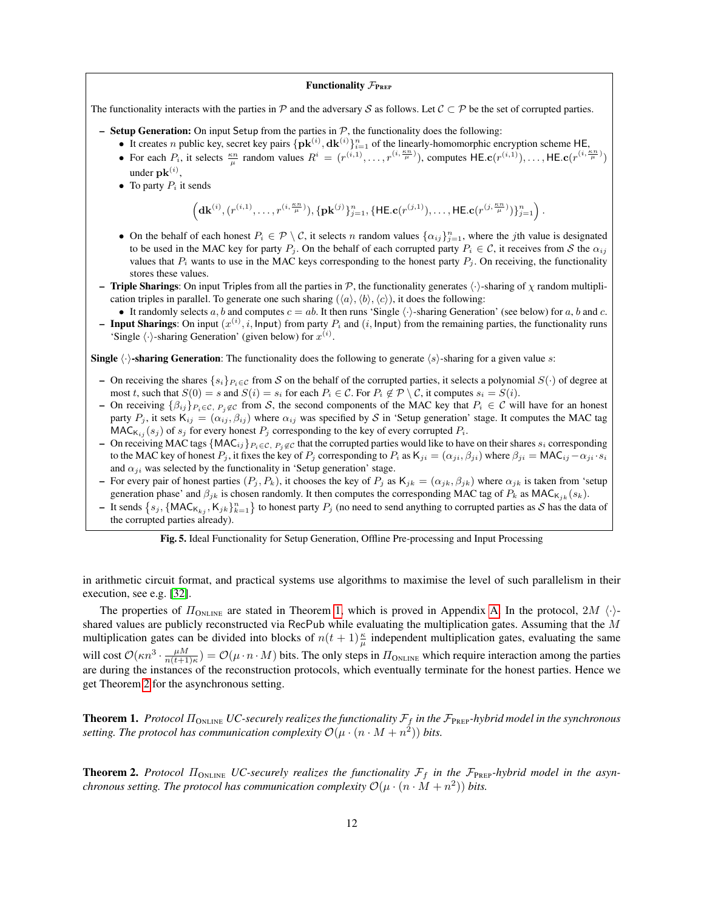**Functionality $\mathcal{F}_{\text{PREP}}$**

The functionality interacts with the parties in $\mathcal{P}$ and the adversary $\mathcal{S}$ as follows. Let $\mathcal{C} \subset \mathcal{P}$ be the set of corrupted parties.

- **Setup Generation:** On input Setup from the parties in $\mathcal{P}$, the functionality does the following:
  - It creates $n$ public key, secret key pairs $\{\mathbf{pk}^{(i)}, \mathbf{dk}^{(i)}\}_{i=1}^{n}$ of the linearly-homomorphic encryption scheme HE,
  - For each $P_i$, it selects $\frac{\kappa n}{\mu}$ random values $R^i = (r^{(i,1)}, \ldots, r^{(i,\frac{\kappa n}{\mu})})$, computes $\mathsf{HE.c}(r^{(i,1)}), \ldots, \mathsf{HE.c}(r^{(i,\frac{\kappa n}{\mu})})$ under $\mathbf{pk}^{(i)}$,
  - To party $P_i$ it sends
  $$\left(\mathbf{dk}^{(i)}, (r^{(i,1)}, \ldots, r^{(i,\frac{\kappa n}{\mu})}), \{\mathbf{pk}^{(j)}\}_{j=1}^{n}, \{\mathsf{HE.c}(r^{(j,1)}), \ldots, \mathsf{HE.c}(r^{(j,\frac{\kappa n}{\mu})})\}_{j=1}^{n}\right).$$
  - On the behalf of each honest $P_i \in \mathcal{P} \setminus \mathcal{C}$, it selects $n$ random values $\{\alpha_{ij}\}_{j=1}^{n}$, where the $j$th value is designated to be used in the MAC key for party $P_j$. On the behalf of each corrupted party $P_i \in \mathcal{C}$, it receives from $\mathcal{S}$ the $\alpha_{ij}$ values that $P_i$ wants to use in the MAC keys corresponding to the honest party $P_j$. On receiving, the functionality stores these values.
- **Triple Sharings**: On input Triples from all the parties in $\mathcal{P}$, the functionality generates $\langle\cdot\rangle$-sharing of $\chi$ random multiplication triples in parallel. To generate one such sharing $(\langle a\rangle, \langle b\rangle, \langle c\rangle)$, it does the following:
  - It randomly selects $a, b$ and computes $c = ab$. It then runs 'Single $\langle\cdot\rangle$-sharing Generation' (see below) for $a, b$ and $c$.
- **Input Sharings**: On input $(x^{(i)}, i, \mathsf{Input})$ from party $P_i$ and $(i, \mathsf{Input})$ from the remaining parties, the functionality runs 'Single $\langle\cdot\rangle$-sharing Generation' (given below) for $x^{(i)}$.

**Single $\langle\cdot\rangle$-sharing Generation**: The functionality does the following to generate $\langle s\rangle$-sharing for a given value $s$:

- On receiving the shares $\{s_i\}_{P_i \in \mathcal{C}}$ from $\mathcal{S}$ on the behalf of the corrupted parties, it selects a polynomial $S(\cdot)$ of degree at most $t$, such that $S(0) = s$ and $S(i) = s_i$ for each $P_i \in \mathcal{C}$. For $P_i \notin \mathcal{P} \setminus \mathcal{C}$, it computes $s_i = S(i)$.
- On receiving $\{\beta_{ij}\}_{P_i \in \mathcal{C},\, P_j \notin \mathcal{C}}$ from $\mathcal{S}$, the second components of the MAC key that $P_i \in \mathcal{C}$ will have for an honest party $P_j$, it sets $\mathsf{K}_{ij} = (\alpha_{ij}, \beta_{ij})$ where $\alpha_{ij}$ was specified by $\mathcal{S}$ in 'Setup generation' stage. It computes the MAC tag $\mathsf{MAC}_{\mathsf{K}_{ij}}(s_j)$ of $s_j$ for every honest $P_j$ corresponding to the key of every corrupted $P_i$.
- On receiving MAC tags $\{\mathsf{MAC}_{ij}\}_{P_i \in \mathcal{C},\, P_j \notin \mathcal{C}}$ that the corrupted parties would like to have on their shares $s_i$ corresponding to the MAC key of honest $P_j$, it fixes the key of $P_j$ corresponding to $P_i$ as $\mathsf{K}_{ji} = (\alpha_{ji}, \beta_{ji})$ where $\beta_{ji} = \mathsf{MAC}_{ij} - \alpha_{ji} \cdot s_i$ and $\alpha_{ji}$ was selected by the functionality in 'Setup generation' stage.
- For every pair of honest parties $(P_j, P_k)$, it chooses the key of $P_j$ as $\mathsf{K}_{jk} = (\alpha_{jk}, \beta_{jk})$ where $\alpha_{jk}$ is taken from 'setup generation phase' and $\beta_{jk}$ is chosen randomly. It then computes the corresponding MAC tag of $P_k$ as $\mathsf{MAC}_{\mathsf{K}_{jk}}(s_k)$.
- It sends $\{s_j, \{\mathsf{MAC}_{\mathsf{K}_{kj}}, \mathsf{K}_{jk}\}_{k=1}^{n}\}$ to honest party $P_j$ (no need to send anything to corrupted parties as $\mathcal{S}$ has the data of the corrupted parties already).

**Fig. 5.** Ideal Functionality for Setup Generation, Offline Pre-processing and Input Processing

in arithmetic circuit format, and practical systems use algorithms to maximise the level of such parallelism in their execution, see e.g. [32].

The properties of $\Pi_{\text{ONLINE}}$ are stated in Theorem 1, which is proved in Appendix A. In the protocol, $2M$ $\langle\cdot\rangle$-shared values are publicly reconstructed via RecPub while evaluating the multiplication gates. Assuming that the $M$ multiplication gates can be divided into blocks of $n(t+1)\frac{\kappa}{\mu}$ independent multiplication gates, evaluating the same will cost $\mathcal{O}(\kappa n^3 \cdot \frac{\mu M}{n(t+1)\kappa}) = \mathcal{O}(\mu \cdot n \cdot M)$ bits. The only steps in $\Pi_{\text{ONLINE}}$ which require interaction among the parties are during the instances of the reconstruction protocols, which eventually terminate for the honest parties. Hence we get Theorem 2 for the asynchronous setting.

**Theorem 1.** *Protocol $\Pi_{\text{ONLINE}}$ UC-securely realizes the functionality $\mathcal{F}_f$ in the $\mathcal{F}_{\text{PREP}}$-hybrid model in the synchronous setting. The protocol has communication complexity $\mathcal{O}(\mu \cdot (n \cdot M + n^2))$ bits.*

**Theorem 2.** *Protocol $\Pi_{\text{ONLINE}}$ UC-securely realizes the functionality $\mathcal{F}_f$ in the $\mathcal{F}_{\text{PREP}}$-hybrid model in the asynchronous setting. The protocol has communication complexity $\mathcal{O}(\mu \cdot (n \cdot M + n^2))$ bits.*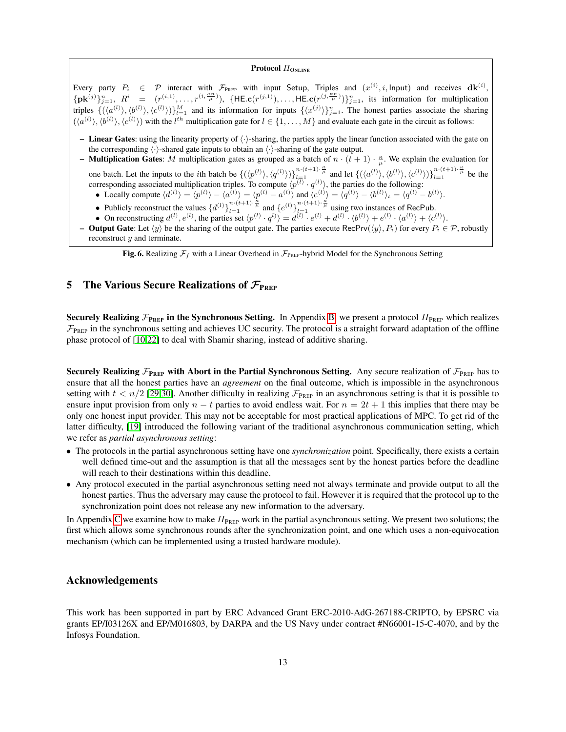**Protocol $\Pi_{\textsc{Online}}$**

Every party $P_i \in \mathcal{P}$ interact with $\mathcal{F}_{\textsc{Prep}}$ with input Setup, Triples and $(x^{(i)}, i, \mathsf{Input})$ and receives $\mathbf{dk}^{(i)}$, $\{\mathbf{pk}^{(j)}\}_{j=1}^{n}$, $R^i = (r^{(i,1)}, \ldots, r^{(i,\frac{\kappa n}{\mu})})$, $\{\mathsf{HE}.\mathbf{c}(r^{(j,1)}), \ldots, \mathsf{HE}.\mathbf{c}(r^{(j,\frac{\kappa n}{\mu})})\}_{j=1}^{n}$, its information for multiplication triples $\{(\langle a^{(l)}\rangle, \langle b^{(l)}\rangle, \langle c^{(l)}\rangle)\}_{l=1}^{M}$ and its information for inputs $\{\langle x^{(j)}\rangle\}_{j=1}^{n}$. The honest parties associate the sharing $(\langle a^{(l)}\rangle, \langle b^{(l)}\rangle, \langle c^{(l)}\rangle)$ with the $l^{th}$ multiplication gate for $l \in \{1, \ldots, M\}$ and evaluate each gate in the circuit as follows:

- **Linear Gates**: using the linearity property of $\langle\cdot\rangle$-sharing, the parties apply the linear function associated with the gate on the corresponding $\langle\cdot\rangle$-shared gate inputs to obtain an $\langle\cdot\rangle$-sharing of the gate output.
- **Multiplication Gates**: $M$ multiplication gates as grouped as a batch of $n \cdot (t+1) \cdot \frac{\kappa}{\mu}$. We explain the evaluation for one batch. Let the inputs to the $i$th batch be $\{(\langle p^{(l)}\rangle, \langle q^{(l)}\rangle)\}_{l=1}^{n\cdot(t+1)\cdot\frac{\kappa}{\mu}}$ and let $\{(\langle a^{(l)}\rangle, \langle b^{(l)}\rangle, \langle c^{(l)}\rangle)\}_{l=1}^{n\cdot(t+1)\cdot\frac{\kappa}{\mu}}$ be the corresponding associated multiplication triples. To compute $\langle p^{(l)} \cdot q^{(l)}\rangle$, the parties do the following:
  - Locally compute $\langle d^{(l)}\rangle = \langle p^{(l)}\rangle - \langle a^{(l)}\rangle = \langle p^{(l)} - a^{(l)}\rangle$ and $\langle e^{(l)}\rangle = \langle q^{(l)}\rangle - \langle b^{(l)}\rangle_t = \langle q^{(l)} - b^{(l)}\rangle$.
  - Publicly reconstruct the values $\{d^{(l)}\}_{l=1}^{n\cdot(t+1)\cdot\frac{\kappa}{\mu}}$ and $\{e^{(l)}\}_{l=1}^{n\cdot(t+1)\cdot\frac{\kappa}{\mu}}$ using two instances of RecPub.
  - On reconstructing $d^{(l)}, e^{(l)}$, the parties set $\langle p^{(l)} \cdot q^{l)}\rangle = d^{(l)} \cdot e^{(l)} + d^{(l)} \cdot \langle b^{(l)}\rangle + e^{(l)} \cdot \langle a^{(l)}\rangle + \langle c^{(l)}\rangle$.
- **Output Gate**: Let $\langle y\rangle$ be the sharing of the output gate. The parties execute $\mathsf{RecPrv}(\langle y\rangle, P_i)$ for every $P_i \in \mathcal{P}$, robustly reconstruct $y$ and terminate.

**Fig. 6.** Realizing $\mathcal{F}_f$ with a Linear Overhead in $\mathcal{F}_{\textsc{Prep}}$-hybrid Model for the Synchronous Setting

## 5 The Various Secure Realizations of $\mathcal{F}_{\textsc{Prep}}$

**Securely Realizing $\mathcal{F}_{\textsc{Prep}}$ in the Synchronous Setting.** In Appendix B, we present a protocol $\Pi_{\textsc{Prep}}$ which realizes $\mathcal{F}_{\textsc{Prep}}$ in the synchronous setting and achieves UC security. The protocol is a straight forward adaptation of the offline phase protocol of [10,22] to deal with Shamir sharing, instead of additive sharing.

**Securely Realizing $\mathcal{F}_{\textsc{Prep}}$ with Abort in the Partial Synchronous Setting.** Any secure realization of $\mathcal{F}_{\textsc{Prep}}$ has to ensure that all the honest parties have an *agreement* on the final outcome, which is impossible in the asynchronous setting with $t < n/2$ [29,30]. Another difficulty in realizing $\mathcal{F}_{\textsc{Prep}}$ in an asynchronous setting is that it is possible to ensure input provision from only $n - t$ parties to avoid endless wait. For $n = 2t + 1$ this implies that there may be only one honest input provider. This may not be acceptable for most practical applications of MPC. To get rid of the latter difficulty, [19] introduced the following variant of the traditional asynchronous communication setting, which we refer as *partial asynchronous setting*:

- The protocols in the partial asynchronous setting have one *synchronization* point. Specifically, there exists a certain well defined time-out and the assumption is that all the messages sent by the honest parties before the deadline will reach to their destinations within this deadline.
- Any protocol executed in the partial asynchronous setting need not always terminate and provide output to all the honest parties. Thus the adversary may cause the protocol to fail. However it is required that the protocol up to the synchronization point does not release any new information to the adversary.

In Appendix C we examine how to make $\Pi_{\textsc{Prep}}$ work in the partial asynchronous setting. We present two solutions; the first which allows some synchronous rounds after the synchronization point, and one which uses a non-equivocation mechanism (which can be implemented using a trusted hardware module).

## Acknowledgements

This work has been supported in part by ERC Advanced Grant ERC-2010-AdG-267188-CRIPTO, by EPSRC via grants EP/I03126X and EP/M016803, by DARPA and the US Navy under contract #N66001-15-C-4070, and by the Infosys Foundation.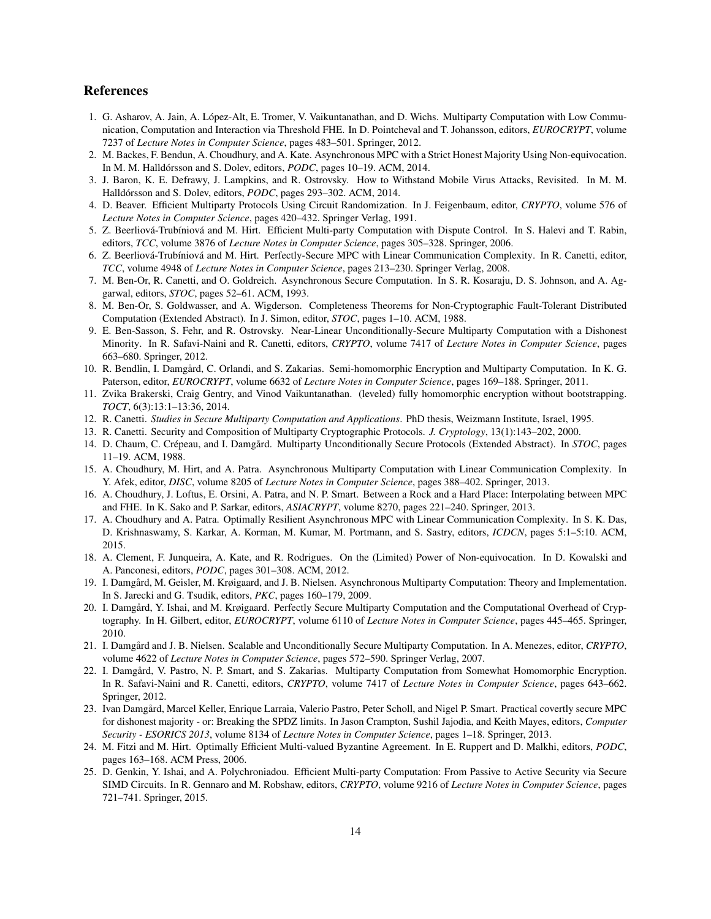## References

1. G. Asharov, A. Jain, A. López-Alt, E. Tromer, V. Vaikuntanathan, and D. Wichs. Multiparty Computation with Low Communication, Computation and Interaction via Threshold FHE. In D. Pointcheval and T. Johansson, editors, *EUROCRYPT*, volume 7237 of *Lecture Notes in Computer Science*, pages 483–501. Springer, 2012.
2. M. Backes, F. Bendun, A. Choudhury, and A. Kate. Asynchronous MPC with a Strict Honest Majority Using Non-equivocation. In M. M. Halldórsson and S. Dolev, editors, *PODC*, pages 10–19. ACM, 2014.
3. J. Baron, K. E. Defrawy, J. Lampkins, and R. Ostrovsky. How to Withstand Mobile Virus Attacks, Revisited. In M. M. Halldórsson and S. Dolev, editors, *PODC*, pages 293–302. ACM, 2014.
4. D. Beaver. Efficient Multiparty Protocols Using Circuit Randomization. In J. Feigenbaum, editor, *CRYPTO*, volume 576 of *Lecture Notes in Computer Science*, pages 420–432. Springer Verlag, 1991.
5. Z. Beerliová-Trubíniová and M. Hirt. Efficient Multi-party Computation with Dispute Control. In S. Halevi and T. Rabin, editors, *TCC*, volume 3876 of *Lecture Notes in Computer Science*, pages 305–328. Springer, 2006.
6. Z. Beerliová-Trubíniová and M. Hirt. Perfectly-Secure MPC with Linear Communication Complexity. In R. Canetti, editor, *TCC*, volume 4948 of *Lecture Notes in Computer Science*, pages 213–230. Springer Verlag, 2008.
7. M. Ben-Or, R. Canetti, and O. Goldreich. Asynchronous Secure Computation. In S. R. Kosaraju, D. S. Johnson, and A. Aggarwal, editors, *STOC*, pages 52–61. ACM, 1993.
8. M. Ben-Or, S. Goldwasser, and A. Wigderson. Completeness Theorems for Non-Cryptographic Fault-Tolerant Distributed Computation (Extended Abstract). In J. Simon, editor, *STOC*, pages 1–10. ACM, 1988.
9. E. Ben-Sasson, S. Fehr, and R. Ostrovsky. Near-Linear Unconditionally-Secure Multiparty Computation with a Dishonest Minority. In R. Safavi-Naini and R. Canetti, editors, *CRYPTO*, volume 7417 of *Lecture Notes in Computer Science*, pages 663–680. Springer, 2012.
10. R. Bendlin, I. Damgård, C. Orlandi, and S. Zakarias. Semi-homomorphic Encryption and Multiparty Computation. In K. G. Paterson, editor, *EUROCRYPT*, volume 6632 of *Lecture Notes in Computer Science*, pages 169–188. Springer, 2011.
11. Zvika Brakerski, Craig Gentry, and Vinod Vaikuntanathan. (leveled) fully homomorphic encryption without bootstrapping. *TOCT*, 6(3):13:1–13:36, 2014.
12. R. Canetti. *Studies in Secure Multiparty Computation and Applications*. PhD thesis, Weizmann Institute, Israel, 1995.
13. R. Canetti. Security and Composition of Multiparty Cryptographic Protocols. *J. Cryptology*, 13(1):143–202, 2000.
14. D. Chaum, C. Crépeau, and I. Damgård. Multiparty Unconditionally Secure Protocols (Extended Abstract). In *STOC*, pages 11–19. ACM, 1988.
15. A. Choudhury, M. Hirt, and A. Patra. Asynchronous Multiparty Computation with Linear Communication Complexity. In Y. Afek, editor, *DISC*, volume 8205 of *Lecture Notes in Computer Science*, pages 388–402. Springer, 2013.
16. A. Choudhury, J. Loftus, E. Orsini, A. Patra, and N. P. Smart. Between a Rock and a Hard Place: Interpolating between MPC and FHE. In K. Sako and P. Sarkar, editors, *ASIACRYPT*, volume 8270, pages 221–240. Springer, 2013.
17. A. Choudhury and A. Patra. Optimally Resilient Asynchronous MPC with Linear Communication Complexity. In S. K. Das, D. Krishnaswamy, S. Karkar, A. Korman, M. Kumar, M. Portmann, and S. Sastry, editors, *ICDCN*, pages 5:1–5:10. ACM, 2015.
18. A. Clement, F. Junqueira, A. Kate, and R. Rodrigues. On the (Limited) Power of Non-equivocation. In D. Kowalski and A. Panconesi, editors, *PODC*, pages 301–308. ACM, 2012.
19. I. Damgård, M. Geisler, M. Krøigaard, and J. B. Nielsen. Asynchronous Multiparty Computation: Theory and Implementation. In S. Jarecki and G. Tsudik, editors, *PKC*, pages 160–179, 2009.
20. I. Damgård, Y. Ishai, and M. Krøigaard. Perfectly Secure Multiparty Computation and the Computational Overhead of Cryptography. In H. Gilbert, editor, *EUROCRYPT*, volume 6110 of *Lecture Notes in Computer Science*, pages 445–465. Springer, 2010.
21. I. Damgård and J. B. Nielsen. Scalable and Unconditionally Secure Multiparty Computation. In A. Menezes, editor, *CRYPTO*, volume 4622 of *Lecture Notes in Computer Science*, pages 572–590. Springer Verlag, 2007.
22. I. Damgård, V. Pastro, N. P. Smart, and S. Zakarias. Multiparty Computation from Somewhat Homomorphic Encryption. In R. Safavi-Naini and R. Canetti, editors, *CRYPTO*, volume 7417 of *Lecture Notes in Computer Science*, pages 643–662. Springer, 2012.
23. Ivan Damgård, Marcel Keller, Enrique Larraia, Valerio Pastro, Peter Scholl, and Nigel P. Smart. Practical covertly secure MPC for dishonest majority - or: Breaking the SPDZ limits. In Jason Crampton, Sushil Jajodia, and Keith Mayes, editors, *Computer Security - ESORICS 2013*, volume 8134 of *Lecture Notes in Computer Science*, pages 1–18. Springer, 2013.
24. M. Fitzi and M. Hirt. Optimally Efficient Multi-valued Byzantine Agreement. In E. Ruppert and D. Malkhi, editors, *PODC*, pages 163–168. ACM Press, 2006.
25. D. Genkin, Y. Ishai, and A. Polychroniadou. Efficient Multi-party Computation: From Passive to Active Security via Secure SIMD Circuits. In R. Gennaro and M. Robshaw, editors, *CRYPTO*, volume 9216 of *Lecture Notes in Computer Science*, pages 721–741. Springer, 2015.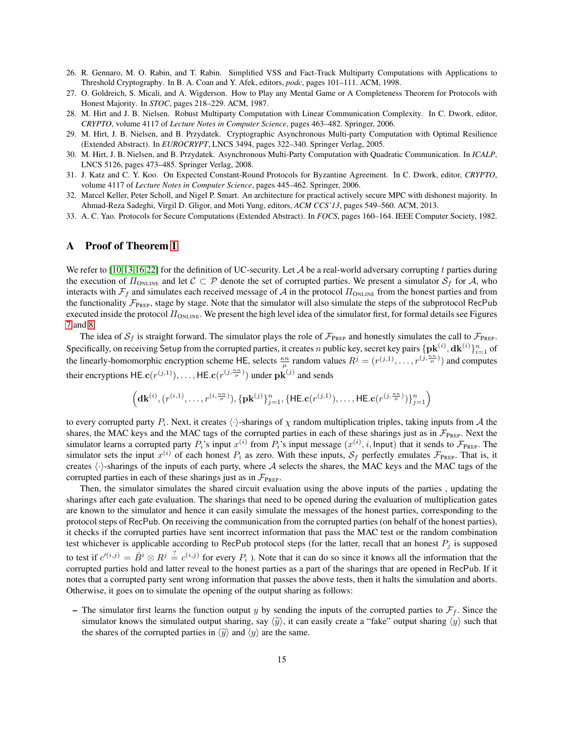26. R. Gennaro, M. O. Rabin, and T. Rabin. Simplified VSS and Fact-Track Multiparty Computations with Applications to Threshold Cryptography. In B. A. Coan and Y. Afek, editors, *podc*, pages 101–111. ACM, 1998.
27. O. Goldreich, S. Micali, and A. Wigderson. How to Play any Mental Game or A Completeness Theorem for Protocols with Honest Majority. In *STOC*, pages 218–229. ACM, 1987.
28. M. Hirt and J. B. Nielsen. Robust Multiparty Computation with Linear Communication Complexity. In C. Dwork, editor, *CRYPTO*, volume 4117 of *Lecture Notes in Computer Science*, pages 463–482. Springer, 2006.
29. M. Hirt, J. B. Nielsen, and B. Przydatek. Cryptographic Asynchronous Multi-party Computation with Optimal Resilience (Extended Abstract). In *EUROCRYPT*, LNCS 3494, pages 322–340. Springer Verlag, 2005.
30. M. Hirt, J. B. Nielsen, and B. Przydatek. Asynchronous Multi-Party Computation with Quadratic Communication. In *ICALP*, LNCS 5126, pages 473–485. Springer Verlag, 2008.
31. J. Katz and C. Y. Koo. On Expected Constant-Round Protocols for Byzantine Agreement. In C. Dwork, editor, *CRYPTO*, volume 4117 of *Lecture Notes in Computer Science*, pages 445–462. Springer, 2006.
32. Marcel Keller, Peter Scholl, and Nigel P. Smart. An architecture for practical actively secure MPC with dishonest majority. In Ahmad-Reza Sadeghi, Virgil D. Gligor, and Moti Yung, editors, *ACM CCS'13*, pages 549–560. ACM, 2013.
33. A. C. Yao. Protocols for Secure Computations (Extended Abstract). In *FOCS*, pages 160–164. IEEE Computer Society, 1982.

# A Proof of Theorem 1

We refer to [10,13,16,22] for the definition of UC-security. Let $\mathcal{A}$ be a real-world adversary corrupting $t$ parties during the execution of $\Pi_{\text{ONLINE}}$ and let $\mathcal{C} \subset \mathcal{P}$ denote the set of corrupted parties. We present a simulator $\mathcal{S}_f$ for $\mathcal{A}$, who interacts with $\mathcal{F}_f$ and simulates each received message of $\mathcal{A}$ in the protocol $\Pi_{\text{ONLINE}}$ from the honest parties and from the functionality $\mathcal{F}_{\text{PREP}}$, stage by stage. Note that the simulator will also simulate the steps of the subprotocol RecPub executed inside the protocol $\Pi_{\text{ONLINE}}$. We present the high level idea of the simulator first, for formal details see Figures 7 and 8.

The idea of $\mathcal{S}_f$ is straight forward. The simulator plays the role of $\mathcal{F}_{\text{PREP}}$ and honestly simulates the call to $\mathcal{F}_{\text{PREP}}$. Specifically, on receiving Setup from the corrupted parties, it creates $n$ public key, secret key pairs $\{\mathbf{pk}^{(i)}, \mathbf{dk}^{(i)}\}_{i=1}^{n}$ of the linearly-homomorphic encryption scheme HE, selects $\frac{\kappa n}{\mu}$ random values $R^j = (r^{(j,1)}, \ldots, r^{(j,\frac{\kappa n}{\mu})})$ and computes their encryptions $\mathsf{HE}.\mathbf{c}(r^{(j,1)}), \ldots, \mathsf{HE}.\mathbf{c}(r^{(j,\frac{\kappa n}{\mu})})$ under $\mathbf{pk}^{(j)}$ and sends

$$\Big(\mathbf{dk}^{(i)}, (r^{(i,1)}, \ldots, r^{(i,\frac{\kappa n}{\mu})}), \{\mathbf{pk}^{(j)}\}_{j=1}^{n}, \{\mathsf{HE}.\mathbf{c}(r^{(j,1)}), \ldots, \mathsf{HE}.\mathbf{c}(r^{(j,\frac{\kappa n}{\mu})})\}_{j=1}^{n}\Big)$$

to every corrupted party $P_i$. Next, it creates $\langle\cdot\rangle$-sharings of $\chi$ random multiplication triples, taking inputs from $\mathcal{A}$ the shares, the MAC keys and the MAC tags of the corrupted parties in each of these sharings just as in $\mathcal{F}_{\text{PREP}}$. Next the simulator learns a corrupted party $P_i$'s input $x^{(i)}$ from $P_i$'s input message $(x^{(i)}, i, \mathsf{Input})$ that it sends to $\mathcal{F}_{\text{PREP}}$. The simulator sets the input $x^{(i)}$ of each honest $P_i$ as zero. With these inputs, $\mathcal{S}_f$ perfectly emulates $\mathcal{F}_{\text{PREP}}$. That is, it creates $\langle\cdot\rangle$-sharings of the inputs of each party, where $\mathcal{A}$ selects the shares, the MAC keys and the MAC tags of the corrupted parties in each of these sharings just as in $\mathcal{F}_{\text{PREP}}$.

Then, the simulator simulates the shared circuit evaluation using the above inputs of the parties , updating the sharings after each gate evaluation. The sharings that need to be opened during the evaluation of multiplication gates are known to the simulator and hence it can easily simulate the messages of the honest parties, corresponding to the protocol steps of RecPub. On receiving the communication from the corrupted parties (on behalf of the honest parties), it checks if the corrupted parties have sent incorrect information that pass the MAC test or the random combination test whichever is applicable according to RecPub protocol steps (for the latter, recall that an honest $P_j$ is supposed to test if $c'^{(i,j)} = \bar{B}^i \otimes R^j \stackrel{?}{=} c^{(i,j)}$ for every $P_i$ ). Note that it can do so since it knows all the information that the corrupted parties hold and latter reveal to the honest parties as a part of the sharings that are opened in RecPub. If it notes that a corrupted party sent wrong information that passes the above tests, then it halts the simulation and aborts. Otherwise, it goes on to simulate the opening of the output sharing as follows:

- The simulator first learns the function output $y$ by sending the inputs of the corrupted parties to $\mathcal{F}_f$. Since the simulator knows the simulated output sharing, say $\langle\widetilde{y}\rangle$, it can easily create a "fake" output sharing $\langle y\rangle$ such that the shares of the corrupted parties in $\langle\widetilde{y}\rangle$ and $\langle y\rangle$ are the same.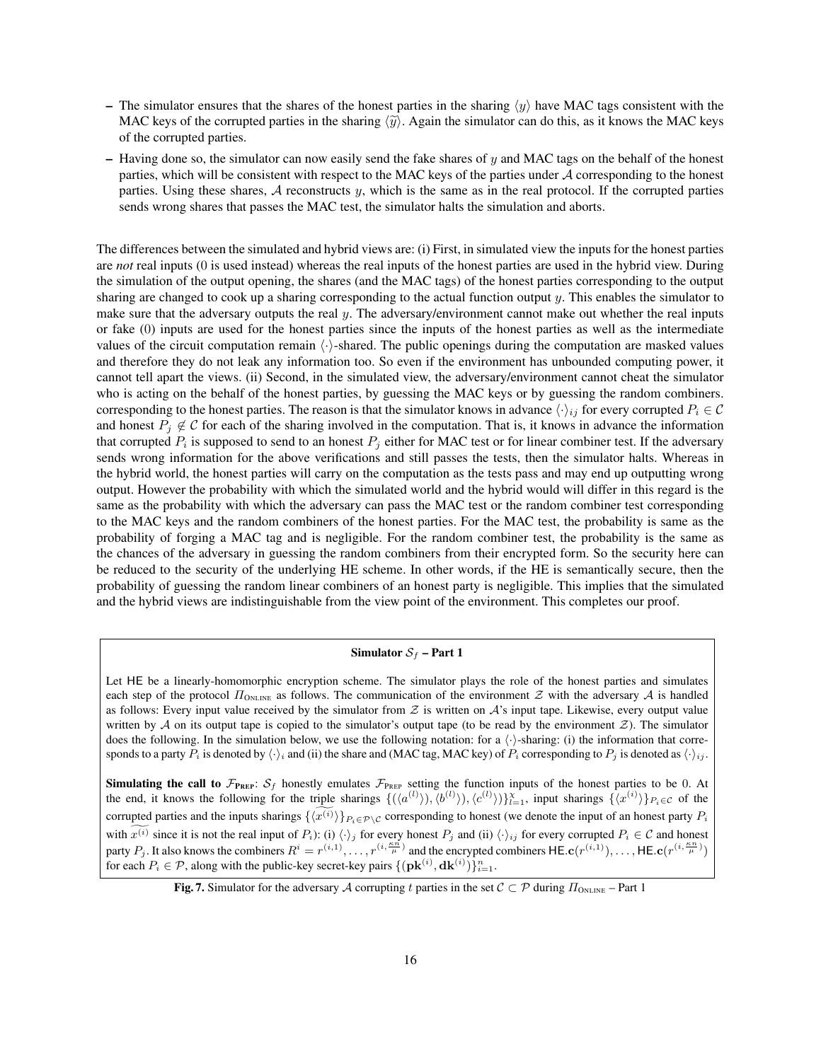– The simulator ensures that the shares of the honest parties in the sharing $\langle y \rangle$ have MAC tags consistent with the MAC keys of the corrupted parties in the sharing $\langle \widetilde{y} \rangle$. Again the simulator can do this, as it knows the MAC keys of the corrupted parties.

– Having done so, the simulator can now easily send the fake shares of $y$ and MAC tags on the behalf of the honest parties, which will be consistent with respect to the MAC keys of the parties under $\mathcal{A}$ corresponding to the honest parties. Using these shares, $\mathcal{A}$ reconstructs $y$, which is the same as in the real protocol. If the corrupted parties sends wrong shares that passes the MAC test, the simulator halts the simulation and aborts.

The differences between the simulated and hybrid views are: (i) First, in simulated view the inputs for the honest parties are *not* real inputs (0 is used instead) whereas the real inputs of the honest parties are used in the hybrid view. During the simulation of the output opening, the shares (and the MAC tags) of the honest parties corresponding to the output sharing are changed to cook up a sharing corresponding to the actual function output $y$. This enables the simulator to make sure that the adversary outputs the real $y$. The adversary/environment cannot make out whether the real inputs or fake (0) inputs are used for the honest parties since the inputs of the honest parties as well as the intermediate values of the circuit computation remain $\langle \cdot \rangle$-shared. The public openings during the computation are masked values and therefore they do not leak any information too. So even if the environment has unbounded computing power, it cannot tell apart the views. (ii) Second, in the simulated view, the adversary/environment cannot cheat the simulator who is acting on the behalf of the honest parties, by guessing the MAC keys or by guessing the random combiners. corresponding to the honest parties. The reason is that the simulator knows in advance $\langle \cdot \rangle_{ij}$ for every corrupted $P_i \in \mathcal{C}$ and honest $P_j \notin \mathcal{C}$ for each of the sharing involved in the computation. That is, it knows in advance the information that corrupted $P_i$ is supposed to send to an honest $P_j$ either for MAC test or for linear combiner test. If the adversary sends wrong information for the above verifications and still passes the tests, then the simulator halts. Whereas in the hybrid world, the honest parties will carry on the computation as the tests pass and may end up outputting wrong output. However the probability with which the simulated world and the hybrid would will differ in this regard is the same as the probability with which the adversary can pass the MAC test or the random combiner test corresponding to the MAC keys and the random combiners of the honest parties. For the MAC test, the probability is same as the probability of forging a MAC tag and is negligible. For the random combiner test, the probability is the same as the chances of the adversary in guessing the random combiners from their encrypted form. So the security here can be reduced to the security of the underlying HE scheme. In other words, if the HE is semantically secure, then the probability of guessing the random linear combiners of an honest party is negligible. This implies that the simulated and the hybrid views are indistinguishable from the view point of the environment. This completes our proof.

**Simulator $\mathcal{S}_f$ – Part 1**

Let $\mathsf{HE}$ be a linearly-homomorphic encryption scheme. The simulator plays the role of the honest parties and simulates each step of the protocol $\Pi_{\text{ONLINE}}$ as follows. The communication of the environment $\mathcal{Z}$ with the adversary $\mathcal{A}$ is handled as follows: Every input value received by the simulator from $\mathcal{Z}$ is written on $\mathcal{A}$'s input tape. Likewise, every output value written by $\mathcal{A}$ on its output tape is copied to the simulator's output tape (to be read by the environment $\mathcal{Z}$). The simulator does the following. In the simulation below, we use the following notation: for a $\langle \cdot \rangle$-sharing: (i) the information that corresponds to a party $P_i$ is denoted by $\langle \cdot \rangle_i$ and (ii) the share and (MAC tag, MAC key) of $P_i$ corresponding to $P_j$ is denoted as $\langle \cdot \rangle_{ij}$.

**Simulating the call to $\mathcal{F}_{\text{PREP}}$**: $\mathcal{S}_f$ honestly emulates $\mathcal{F}_{\text{PREP}}$ setting the function inputs of the honest parties to be 0. At the end, it knows the following for the triple sharings $\{(\langle a^{(l)} \rangle), \langle b^{(l)} \rangle), \langle c^{(l)} \rangle)\}_{l=1}^{\chi}$, input sharings $\{\langle x^{(i)} \rangle\}_{P_i \in \mathcal{C}}$ of the corrupted parties and the inputs sharings $\{\widetilde{\langle x^{(i)} \rangle}\}_{P_i \in \mathcal{P} \setminus \mathcal{C}}$ corresponding to honest (we denote the input of an honest party $P_i$ with $\widetilde{x^{(i)}}$ since it is not the real input of $P_i$): (i) $\langle \cdot \rangle_j$ for every honest $P_j$ and (ii) $\langle \cdot \rangle_{ij}$ for every corrupted $P_i \in \mathcal{C}$ and honest party $P_j$. It also knows the combiners $R^i = r^{(i,1)}, \ldots, r^{(i, \frac{\kappa n}{\mu})}$ and the encrypted combiners $\mathsf{HE}.\mathbf{c}(r^{(i,1)}), \ldots, \mathsf{HE}.\mathbf{c}(r^{(i, \frac{\kappa n}{\mu})})$ for each $P_i \in \mathcal{P}$, along with the public-key secret-key pairs $\{(\mathbf{pk}^{(i)}, \mathbf{dk}^{(i)})\}_{i=1}^{n}$.

**Fig. 7.** Simulator for the adversary $\mathcal{A}$ corrupting $t$ parties in the set $\mathcal{C} \subset \mathcal{P}$ during $\Pi_{\text{ONLINE}}$ – Part 1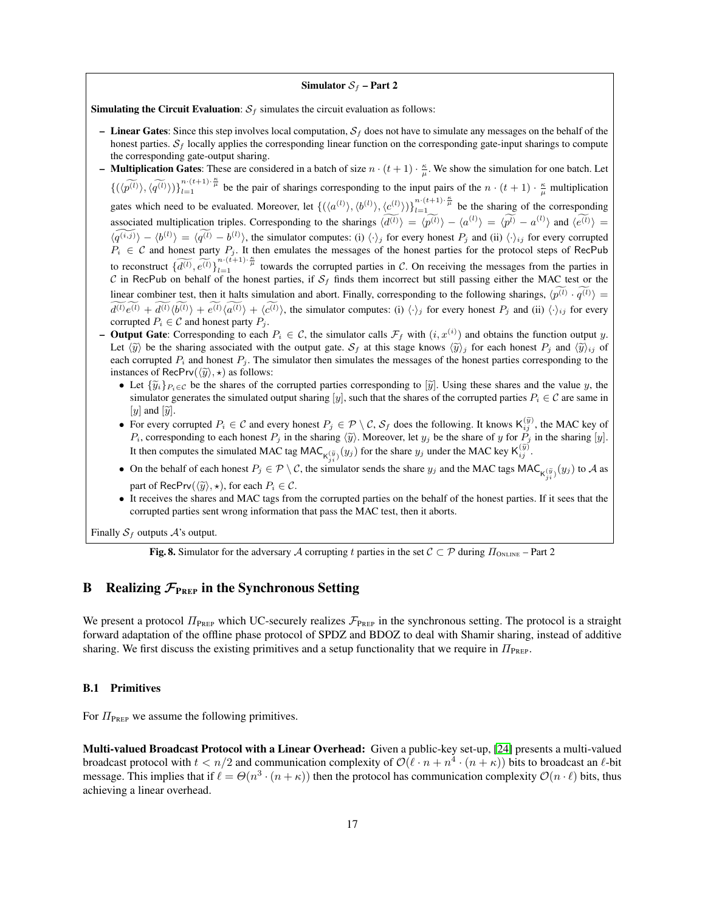**Simulator $\mathcal{S}_f$ – Part 2**

**Simulating the Circuit Evaluation**: $\mathcal{S}_f$ simulates the circuit evaluation as follows:

- **Linear Gates**: Since this step involves local computation, $\mathcal{S}_f$ does not have to simulate any messages on the behalf of the honest parties. $\mathcal{S}_f$ locally applies the corresponding linear function on the corresponding gate-input sharings to compute the corresponding gate-output sharing.
- **Multiplication Gates**: These are considered in a batch of size $n \cdot (t+1) \cdot \frac{\kappa}{\mu}$. We show the simulation for one batch. Let $\{(\langle\widetilde{p^{(l)}}\rangle, \langle\widetilde{q^{(l)}}\rangle)\}_{l=1}^{n\cdot(t+1)\cdot\frac{\kappa}{\mu}}$ be the pair of sharings corresponding to the input pairs of the $n \cdot (t+1) \cdot \frac{\kappa}{\mu}$ multiplication gates which need to be evaluated. Moreover, let $\{(\langle a^{(l)}\rangle, \langle b^{(l)}\rangle, \langle c^{(l)}\rangle)\}_{l=1}^{n\cdot(t+1)\cdot\frac{\kappa}{\mu}}$ be the sharing of the corresponding associated multiplication triples. Corresponding to the sharings $\langle\widetilde{d^{(l)}}\rangle = \langle\widetilde{p^{(l)}}\rangle - \langle a^{(l)}\rangle = \langle\widetilde{p^{l)} - a^{(l)}}\rangle$ and $\langle\widetilde{e^{(l)}}\rangle = \langle\widetilde{q^{(i,j)}}\rangle - \langle b^{(l)}\rangle = \langle\widetilde{q^{(l)} - b^{(l)}}\rangle$, the simulator computes: (i) $\langle\cdot\rangle_j$ for every honest $P_j$ and (ii) $\langle\cdot\rangle_{ij}$ for every corrupted $P_i \in \mathcal{C}$ and honest party $P_j$. It then emulates the messages of the honest parties for the protocol steps of RecPub to reconstruct $\{\widetilde{d^{(l)}}, \widetilde{e^{(l)}}\}_{l=1}^{n\cdot(t+1)\cdot\frac{\kappa}{\mu}}$ towards the corrupted parties in $\mathcal{C}$. On receiving the messages from the parties in $\mathcal{C}$ in RecPub on behalf of the honest parties, if $\mathcal{S}_f$ finds them incorrect but still passing either the MAC test or the linear combiner test, then it halts simulation and abort. Finally, corresponding to the following sharings, $\langle\widetilde{p^{(l)}} \cdot \widetilde{q^{(l)}}\rangle = \widetilde{d^{(l)}}\widetilde{e^{(l)}} + \widetilde{d^{(l)}}\langle\widetilde{b^{(l)}}\rangle + \widetilde{e^{(l)}}\langle\widetilde{a^{(l)}}\rangle + \langle\widetilde{c^{(l)}}\rangle$, the simulator computes: (i) $\langle\cdot\rangle_j$ for every honest $P_j$ and (ii) $\langle\cdot\rangle_{ij}$ for every corrupted $P_i \in \mathcal{C}$ and honest party $P_j$.
- **Output Gate**: Corresponding to each $P_i \in \mathcal{C}$, the simulator calls $\mathcal{F}_f$ with $(i, x^{(i)})$ and obtains the function output $y$. Let $\langle\widetilde{y}\rangle$ be the sharing associated with the output gate. $\mathcal{S}_f$ at this stage knows $\langle\widetilde{y}\rangle_j$ for each honest $P_j$ and $\langle\widetilde{y}\rangle_{ij}$ of each corrupted $P_i$ and honest $P_j$. The simulator then simulates the messages of the honest parties corresponding to the instances of $\mathsf{RecPrv}(\langle\widetilde{y}\rangle, \star)$ as follows:
  - Let $\{\widetilde{y}_i\}_{P_i\in\mathcal{C}}$ be the shares of the corrupted parties corresponding to $[\widetilde{y}]$. Using these shares and the value $y$, the simulator generates the simulated output sharing $[y]$, such that the shares of the corrupted parties $P_i \in \mathcal{C}$ are same in $[y]$ and $[\widetilde{y}]$.
  - For every corrupted $P_i \in \mathcal{C}$ and every honest $P_j \in \mathcal{P} \setminus \mathcal{C}$, $\mathcal{S}_f$ does the following. It knows $\mathsf{K}_{ij}^{(\widetilde{y})}$, the MAC key of $P_i$, corresponding to each honest $P_j$ in the sharing $\langle\widetilde{y}\rangle$. Moreover, let $y_j$ be the share of $y$ for $P_j$ in the sharing $[y]$. It then computes the simulated MAC tag $\mathsf{MAC}_{\mathsf{K}_{ji}^{(\widetilde{y})}}(y_j)$ for the share $y_j$ under the MAC key $\mathsf{K}_{ij}^{(\widetilde{y})}$.
  - On the behalf of each honest $P_j \in \mathcal{P} \setminus \mathcal{C}$, the simulator sends the share $y_j$ and the MAC tags $\mathsf{MAC}_{\mathsf{K}_{ji}^{(\widetilde{y})}}(y_j)$ to $\mathcal{A}$ as part of $\mathsf{RecPrv}(\langle\widetilde{y}\rangle, \star)$, for each $P_i \in \mathcal{C}$.
  - It receives the shares and MAC tags from the corrupted parties on the behalf of the honest parties. If it sees that the corrupted parties sent wrong information that pass the MAC test, then it aborts.

Finally $\mathcal{S}_f$ outputs $\mathcal{A}$'s output.

**Fig. 8.** Simulator for the adversary $\mathcal{A}$ corrupting $t$ parties in the set $\mathcal{C} \subset \mathcal{P}$ during $\Pi_{\text{ONLINE}}$ – Part 2

# B Realizing $\mathcal{F}_{\text{PREP}}$ in the Synchronous Setting

We present a protocol $\Pi_{\text{PREP}}$ which UC-securely realizes $\mathcal{F}_{\text{PREP}}$ in the synchronous setting. The protocol is a straight forward adaptation of the offline phase protocol of SPDZ and BDOZ to deal with Shamir sharing, instead of additive sharing. We first discuss the existing primitives and a setup functionality that we require in $\Pi_{\text{PREP}}$.

## B.1 Primitives

For $\Pi_{\text{PREP}}$ we assume the following primitives.

**Multi-valued Broadcast Protocol with a Linear Overhead:** Given a public-key set-up, [24] presents a multi-valued broadcast protocol with $t < n/2$ and communication complexity of $\mathcal{O}(\ell \cdot n + n^4 \cdot (n + \kappa))$ bits to broadcast an $\ell$-bit message. This implies that if $\ell = \Theta(n^3 \cdot (n + \kappa))$ then the protocol has communication complexity $\mathcal{O}(n \cdot \ell)$ bits, thus achieving a linear overhead.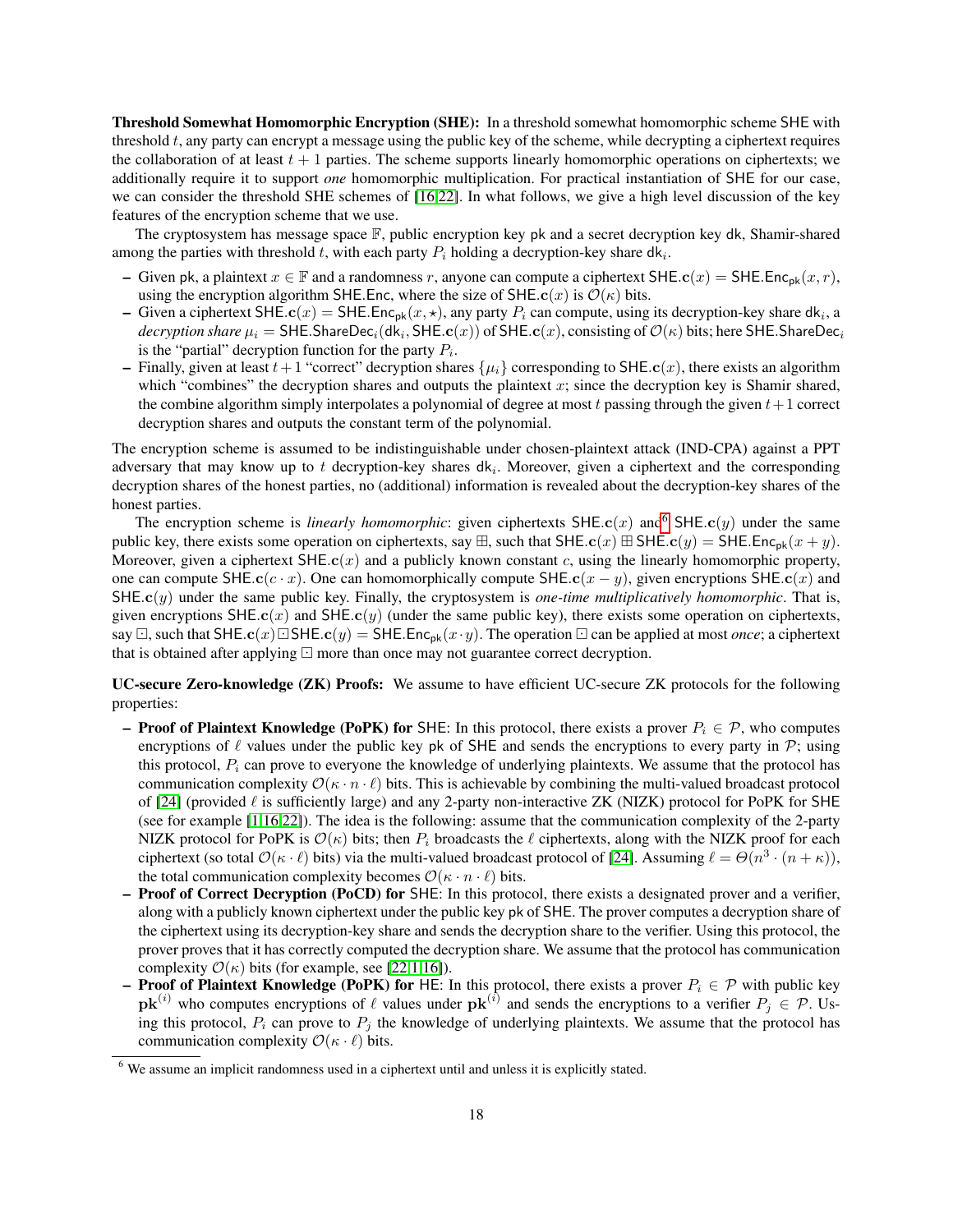**Threshold Somewhat Homomorphic Encryption (SHE):** In a threshold somewhat homomorphic scheme $\mathsf{SHE}$ with threshold $t$, any party can encrypt a message using the public key of the scheme, while decrypting a ciphertext requires the collaboration of at least $t+1$ parties. The scheme supports linearly homomorphic operations on ciphertexts; we additionally require it to support *one* homomorphic multiplication. For practical instantiation of $\mathsf{SHE}$ for our case, we can consider the threshold SHE schemes of [16,22]. In what follows, we give a high level discussion of the key features of the encryption scheme that we use.

The cryptosystem has message space $\mathbb{F}$, public encryption key $\mathsf{pk}$ and a secret decryption key $\mathsf{dk}$, Shamir-shared among the parties with threshold $t$, with each party $P_i$ holding a decryption-key share $\mathsf{dk}_i$.

- Given $\mathsf{pk}$, a plaintext $x \in \mathbb{F}$ and a randomness $r$, anyone can compute a ciphertext $\mathsf{SHE}.\mathbf{c}(x) = \mathsf{SHE}.\mathsf{Enc}_{\mathsf{pk}}(x, r)$, using the encryption algorithm $\mathsf{SHE}.\mathsf{Enc}$, where the size of $\mathsf{SHE}.\mathbf{c}(x)$ is $\mathcal{O}(\kappa)$ bits.
- Given a ciphertext $\mathsf{SHE}.\mathbf{c}(x) = \mathsf{SHE}.\mathsf{Enc}_{\mathsf{pk}}(x, \star)$, any party $P_i$ can compute, using its decryption-key share $\mathsf{dk}_i$, a *decryption share* $\mu_i = \mathsf{SHE}.\mathsf{ShareDec}_i(\mathsf{dk}_i, \mathsf{SHE}.\mathbf{c}(x))$ of $\mathsf{SHE}.\mathbf{c}(x)$, consisting of $\mathcal{O}(\kappa)$ bits; here $\mathsf{SHE}.\mathsf{ShareDec}_i$ is the "partial" decryption function for the party $P_i$.
- Finally, given at least $t+1$ "correct" decryption shares $\{\mu_i\}$ corresponding to $\mathsf{SHE}.\mathbf{c}(x)$, there exists an algorithm which "combines" the decryption shares and outputs the plaintext $x$; since the decryption key is Shamir shared, the combine algorithm simply interpolates a polynomial of degree at most $t$ passing through the given $t+1$ correct decryption shares and outputs the constant term of the polynomial.

The encryption scheme is assumed to be indistinguishable under chosen-plaintext attack (IND-CPA) against a PPT adversary that may know up to $t$ decryption-key shares $\mathsf{dk}_i$. Moreover, given a ciphertext and the corresponding decryption shares of the honest parties, no (additional) information is revealed about the decryption-key shares of the honest parties.

The encryption scheme is *linearly homomorphic*: given ciphertexts $\mathsf{SHE}.\mathbf{c}(x)$ and[6] $\mathsf{SHE}.\mathbf{c}(y)$ under the same public key, there exists some operation on ciphertexts, say $\boxplus$, such that $\mathsf{SHE}.\mathbf{c}(x) \boxplus \mathsf{SHE}.\mathbf{c}(y) = \mathsf{SHE}.\mathsf{Enc}_{\mathsf{pk}}(x+y)$. Moreover, given a ciphertext $\mathsf{SHE}.\mathbf{c}(x)$ and a publicly known constant $c$, using the linearly homomorphic property, one can compute $\mathsf{SHE}.\mathbf{c}(c \cdot x)$. One can homomorphically compute $\mathsf{SHE}.\mathbf{c}(x-y)$, given encryptions $\mathsf{SHE}.\mathbf{c}(x)$ and $\mathsf{SHE}.\mathbf{c}(y)$ under the same public key. Finally, the cryptosystem is *one-time multiplicatively homomorphic*. That is, given encryptions $\mathsf{SHE}.\mathbf{c}(x)$ and $\mathsf{SHE}.\mathbf{c}(y)$ (under the same public key), there exists some operation on ciphertexts, say $\boxdot$, such that $\mathsf{SHE}.\mathbf{c}(x) \boxdot \mathsf{SHE}.\mathbf{c}(y) = \mathsf{SHE}.\mathsf{Enc}_{\mathsf{pk}}(x \cdot y)$. The operation $\boxdot$ can be applied at most *once*; a ciphertext that is obtained after applying $\boxdot$ more than once may not guarantee correct decryption.

**UC-secure Zero-knowledge (ZK) Proofs:** We assume to have efficient UC-secure ZK protocols for the following properties:

- **Proof of Plaintext Knowledge (PoPK) for** $\mathsf{SHE}$: In this protocol, there exists a prover $P_i \in \mathcal{P}$, who computes encryptions of $\ell$ values under the public key $\mathsf{pk}$ of $\mathsf{SHE}$ and sends the encryptions to every party in $\mathcal{P}$; using this protocol, $P_i$ can prove to everyone the knowledge of underlying plaintexts. We assume that the protocol has communication complexity $\mathcal{O}(\kappa \cdot n \cdot \ell)$ bits. This is achievable by combining the multi-valued broadcast protocol of [24] (provided $\ell$ is sufficiently large) and any 2-party non-interactive ZK (NIZK) protocol for PoPK for $\mathsf{SHE}$ (see for example [1,16,22]). The idea is the following: assume that the communication complexity of the 2-party NIZK protocol for PoPK is $\mathcal{O}(\kappa)$ bits; then $P_i$ broadcasts the $\ell$ ciphertexts, along with the NIZK proof for each ciphertext (so total $\mathcal{O}(\kappa \cdot \ell)$ bits) via the multi-valued broadcast protocol of [24]. Assuming $\ell = \Theta(n^3 \cdot (n + \kappa))$, the total communication complexity becomes $\mathcal{O}(\kappa \cdot n \cdot \ell)$ bits.
- **Proof of Correct Decryption (PoCD) for** $\mathsf{SHE}$: In this protocol, there exists a designated prover and a verifier, along with a publicly known ciphertext under the public key $\mathsf{pk}$ of $\mathsf{SHE}$. The prover computes a decryption share of the ciphertext using its decryption-key share and sends the decryption share to the verifier. Using this protocol, the prover proves that it has correctly computed the decryption share. We assume that the protocol has communication complexity $\mathcal{O}(\kappa)$ bits (for example, see [22,1,16]).
- **Proof of Plaintext Knowledge (PoPK) for** $\mathsf{HE}$: In this protocol, there exists a prover $P_i \in \mathcal{P}$ with public key $\mathbf{pk}^{(i)}$ who computes encryptions of $\ell$ values under $\mathbf{pk}^{(i)}$ and sends the encryptions to a verifier $P_j \in \mathcal{P}$. Using this protocol, $P_i$ can prove to $P_j$ the knowledge of underlying plaintexts. We assume that the protocol has communication complexity $\mathcal{O}(\kappa \cdot \ell)$ bits.

[6] We assume an implicit randomness used in a ciphertext until and unless it is explicitly stated.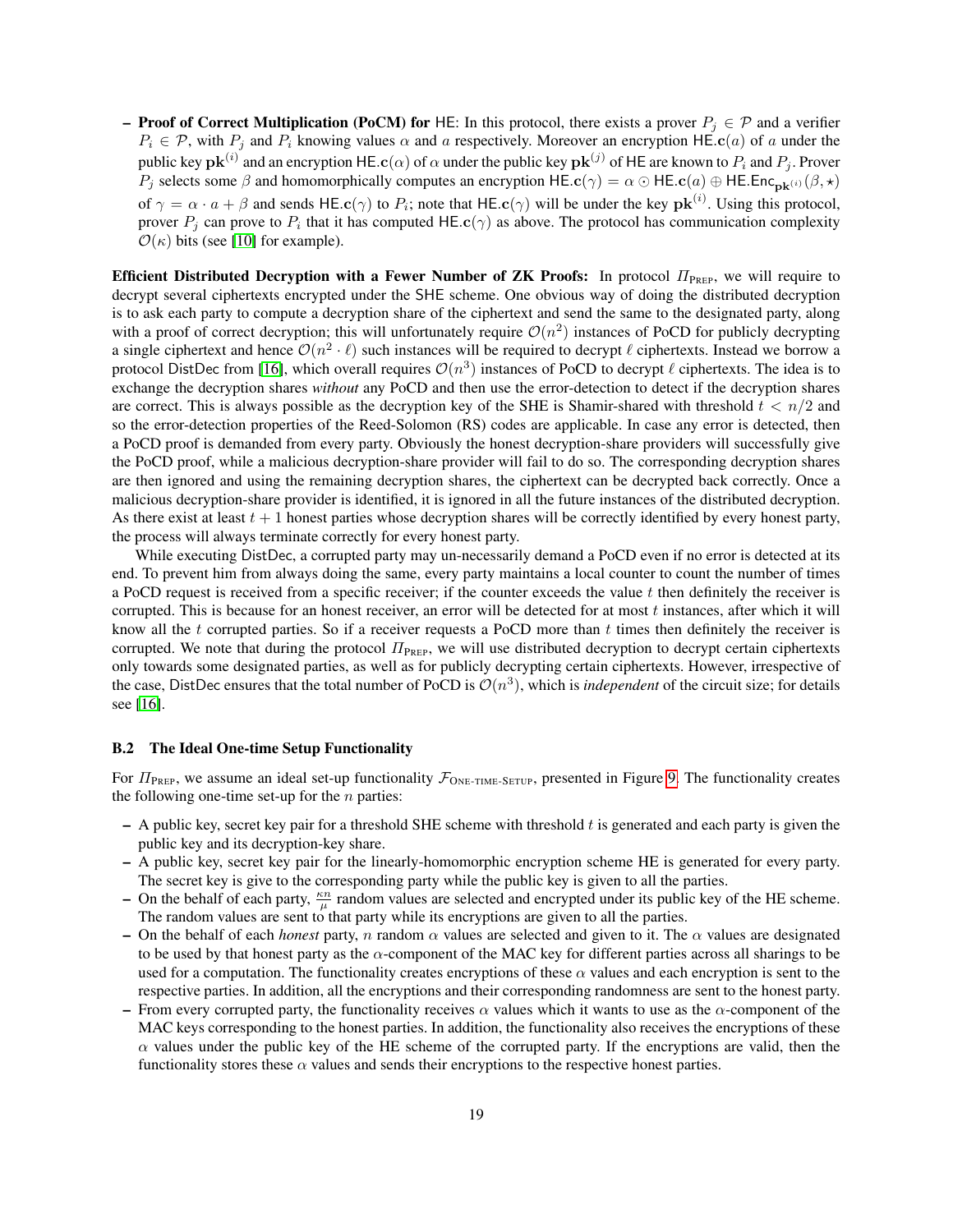– **Proof of Correct Multiplication (PoCM) for** HE: In this protocol, there exists a prover $P_j \in \mathcal{P}$ and a verifier $P_i \in \mathcal{P}$, with $P_j$ and $P_i$ knowing values $\alpha$ and $a$ respectively. Moreover an encryption $\mathsf{HE}.\mathbf{c}(a)$ of $a$ under the public key $\mathbf{pk}^{(i)}$ and an encryption $\mathsf{HE}.\mathbf{c}(\alpha)$ of $\alpha$ under the public key $\mathbf{pk}^{(j)}$ of HE are known to $P_i$ and $P_j$. Prover $P_j$ selects some $\beta$ and homomorphically computes an encryption $\mathsf{HE}.\mathbf{c}(\gamma) = \alpha \odot \mathsf{HE}.\mathbf{c}(a) \oplus \mathsf{HE}.\mathsf{Enc}_{\mathbf{pk}^{(i)}}(\beta, \star)$ of $\gamma = \alpha \cdot a + \beta$ and sends $\mathsf{HE}.\mathbf{c}(\gamma)$ to $P_i$; note that $\mathsf{HE}.\mathbf{c}(\gamma)$ will be under the key $\mathbf{pk}^{(i)}$. Using this protocol, prover $P_j$ can prove to $P_i$ that it has computed $\mathsf{HE}.\mathbf{c}(\gamma)$ as above. The protocol has communication complexity $\mathcal{O}(\kappa)$ bits (see [10] for example).

**Efficient Distributed Decryption with a Fewer Number of ZK Proofs:** In protocol $\Pi_{\text{PREP}}$, we will require to decrypt several ciphertexts encrypted under the SHE scheme. One obvious way of doing the distributed decryption is to ask each party to compute a decryption share of the ciphertext and send the same to the designated party, along with a proof of correct decryption; this will unfortunately require $\mathcal{O}(n^2)$ instances of PoCD for publicly decrypting a single ciphertext and hence $\mathcal{O}(n^2 \cdot \ell)$ such instances will be required to decrypt $\ell$ ciphertexts. Instead we borrow a protocol DistDec from [16], which overall requires $\mathcal{O}(n^3)$ instances of PoCD to decrypt $\ell$ ciphertexts. The idea is to exchange the decryption shares *without* any PoCD and then use the error-detection to detect if the decryption shares are correct. This is always possible as the decryption key of the SHE is Shamir-shared with threshold $t < n/2$ and so the error-detection properties of the Reed-Solomon (RS) codes are applicable. In case any error is detected, then a PoCD proof is demanded from every party. Obviously the honest decryption-share providers will successfully give the PoCD proof, while a malicious decryption-share provider will fail to do so. The corresponding decryption shares are then ignored and using the remaining decryption shares, the ciphertext can be decrypted back correctly. Once a malicious decryption-share provider is identified, it is ignored in all the future instances of the distributed decryption. As there exist at least $t + 1$ honest parties whose decryption shares will be correctly identified by every honest party, the process will always terminate correctly for every honest party.

While executing DistDec, a corrupted party may un-necessarily demand a PoCD even if no error is detected at its end. To prevent him from always doing the same, every party maintains a local counter to count the number of times a PoCD request is received from a specific receiver; if the counter exceeds the value $t$ then definitely the receiver is corrupted. This is because for an honest receiver, an error will be detected for at most $t$ instances, after which it will know all the $t$ corrupted parties. So if a receiver requests a PoCD more than $t$ times then definitely the receiver is corrupted. We note that during the protocol $\Pi_{\text{PREP}}$, we will use distributed decryption to decrypt certain ciphertexts only towards some designated parties, as well as for publicly decrypting certain ciphertexts. However, irrespective of the case, DistDec ensures that the total number of PoCD is $\mathcal{O}(n^3)$, which is *independent* of the circuit size; for details see [16].

### B.2 The Ideal One-time Setup Functionality

For $\Pi_{\text{PREP}}$, we assume an ideal set-up functionality $\mathcal{F}_{\text{ONE-TIME-SETUP}}$, presented in Figure 9. The functionality creates the following one-time set-up for the $n$ parties:

– A public key, secret key pair for a threshold SHE scheme with threshold $t$ is generated and each party is given the public key and its decryption-key share.
– A public key, secret key pair for the linearly-homomorphic encryption scheme HE is generated for every party. The secret key is give to the corresponding party while the public key is given to all the parties.
– On the behalf of each party, $\frac{\kappa n}{\mu}$ random values are selected and encrypted under its public key of the HE scheme. The random values are sent to that party while its encryptions are given to all the parties.
– On the behalf of each *honest* party, $n$ random $\alpha$ values are selected and given to it. The $\alpha$ values are designated to be used by that honest party as the $\alpha$-component of the MAC key for different parties across all sharings to be used for a computation. The functionality creates encryptions of these $\alpha$ values and each encryption is sent to the respective parties. In addition, all the encryptions and their corresponding randomness are sent to the honest party.
– From every corrupted party, the functionality receives $\alpha$ values which it wants to use as the $\alpha$-component of the MAC keys corresponding to the honest parties. In addition, the functionality also receives the encryptions of these $\alpha$ values under the public key of the HE scheme of the corrupted party. If the encryptions are valid, then the functionality stores these $\alpha$ values and sends their encryptions to the respective honest parties.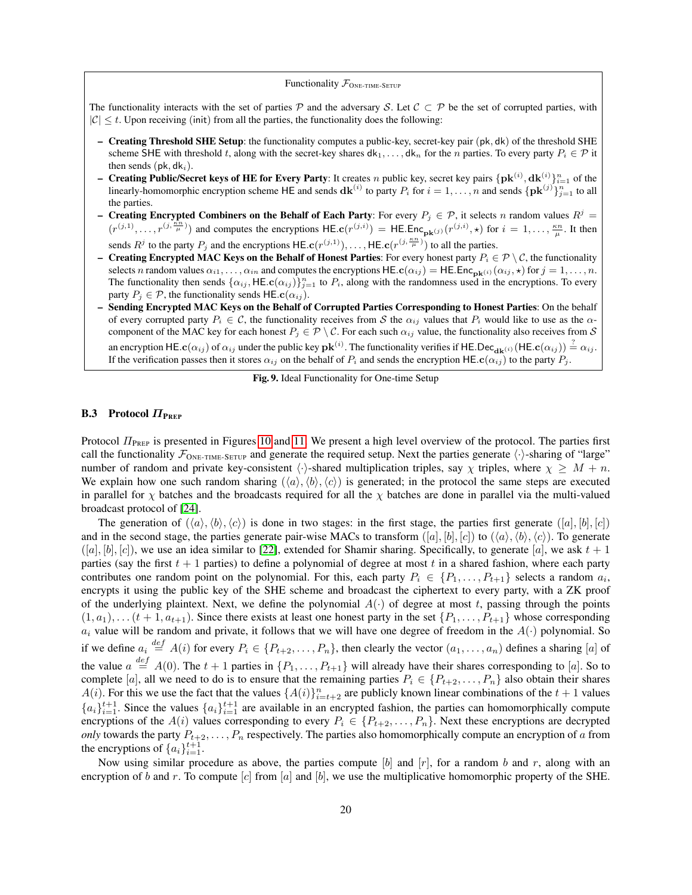Functionality $\mathcal{F}_{\text{ONE-TIME-SETUP}}$

The functionality interacts with the set of parties $\mathcal{P}$ and the adversary $\mathcal{S}$. Let $\mathcal{C} \subset \mathcal{P}$ be the set of corrupted parties, with $|\mathcal{C}| \leq t$. Upon receiving (init) from all the parties, the functionality does the following:

- **Creating Threshold SHE Setup**: the functionality computes a public-key, secret-key pair $(\mathsf{pk}, \mathsf{dk})$ of the threshold SHE scheme SHE with threshold $t$, along with the secret-key shares $\mathsf{dk}_1, \ldots, \mathsf{dk}_n$ for the $n$ parties. To every party $P_i \in \mathcal{P}$ it then sends $(\mathsf{pk}, \mathsf{dk}_i)$.
- **Creating Public/Secret keys of HE for Every Party**: It creates $n$ public key, secret key pairs $\{\mathbf{pk}^{(i)}, \mathbf{dk}^{(i)}\}_{i=1}^{n}$ of the linearly-homomorphic encryption scheme HE and sends $\mathbf{dk}^{(i)}$ to party $P_i$ for $i = 1, \ldots, n$ and sends $\{\mathbf{pk}^{(j)}\}_{j=1}^{n}$ to all the parties.
- **Creating Encrypted Combiners on the Behalf of Each Party**: For every $P_j \in \mathcal{P}$, it selects $n$ random values $R^j = (r^{(j,1)}, \ldots, r^{(j, \frac{\kappa n}{\mu})})$ and computes the encryptions $\mathsf{HE.c}(r^{(j,i)}) = \mathsf{HE.Enc}_{\mathbf{pk}^{(j)}}(r^{(j,i)}, \star)$ for $i = 1, \ldots, \frac{\kappa n}{\mu}$. It then sends $R^j$ to the party $P_j$ and the encryptions $\mathsf{HE.c}(r^{(j,1)}), \ldots, \mathsf{HE.c}(r^{(j, \frac{\kappa n}{\mu})})$ to all the parties.
- **Creating Encrypted MAC Keys on the Behalf of Honest Parties**: For every honest party $P_i \in \mathcal{P} \setminus \mathcal{C}$, the functionality selects $n$ random values $\alpha_{i1}, \ldots, \alpha_{in}$ and computes the encryptions $\mathsf{HE.c}(\alpha_{ij}) = \mathsf{HE.Enc}_{\mathbf{pk}^{(i)}}(\alpha_{ij}, \star)$ for $j = 1, \ldots, n$. The functionality then sends $\{\alpha_{ij}, \mathsf{HE.c}(\alpha_{ij})\}_{j=1}^{n}$ to $P_i$, along with the randomness used in the encryptions. To every party $P_j \in \mathcal{P}$, the functionality sends $\mathsf{HE.c}(\alpha_{ij})$.
- **Sending Encrypted MAC Keys on the Behalf of Corrupted Parties Corresponding to Honest Parties**: On the behalf of every corrupted party $P_i \in \mathcal{C}$, the functionality receives from $\mathcal{S}$ the $\alpha_{ij}$ values that $P_i$ would like to use as the $\alpha$-component of the MAC key for each honest $P_j \in \mathcal{P} \setminus \mathcal{C}$. For each such $\alpha_{ij}$ value, the functionality also receives from $\mathcal{S}$ an encryption $\mathsf{HE.c}(\alpha_{ij})$ of $\alpha_{ij}$ under the public key $\mathbf{pk}^{(i)}$. The functionality verifies if $\mathsf{HE.Dec}_{\mathbf{dk}^{(i)}}(\mathsf{HE.c}(\alpha_{ij})) \stackrel{?}{=} \alpha_{ij}$. If the verification passes then it stores $\alpha_{ij}$ on the behalf of $P_i$ and sends the encryption $\mathsf{HE.c}(\alpha_{ij})$ to the party $P_j$.

**Fig. 9.** Ideal Functionality for One-time Setup

### B.3 Protocol $\Pi_{\text{PREP}}$

Protocol $\Pi_{\text{PREP}}$ is presented in Figures 10 and 11. We present a high level overview of the protocol. The parties first call the functionality $\mathcal{F}_{\text{ONE-TIME-SETUP}}$ and generate the required setup. Next the parties generate $\langle\cdot\rangle$-sharing of "large" number of random and private key-consistent $\langle\cdot\rangle$-shared multiplication triples, say $\chi$ triples, where $\chi \geq M + n$. We explain how one such random sharing $(\langle a\rangle, \langle b\rangle, \langle c\rangle)$ is generated; in the protocol the same steps are executed in parallel for $\chi$ batches and the broadcasts required for all the $\chi$ batches are done in parallel via the multi-valued broadcast protocol of [24].

The generation of $(\langle a\rangle, \langle b\rangle, \langle c\rangle)$ is done in two stages: in the first stage, the parties first generate $([a], [b], [c])$ and in the second stage, the parties generate pair-wise MACs to transform $([a], [b], [c])$ to $(\langle a\rangle, \langle b\rangle, \langle c\rangle)$. To generate $([a], [b], [c])$, we use an idea similar to [22], extended for Shamir sharing. Specifically, to generate $[a]$, we ask $t+1$ parties (say the first $t+1$ parties) to define a polynomial of degree at most $t$ in a shared fashion, where each party contributes one random point on the polynomial. For this, each party $P_i \in \{P_1, \ldots, P_{t+1}\}$ selects a random $a_i$, encrypts it using the public key of the SHE scheme and broadcast the ciphertext to every party, with a ZK proof of the underlying plaintext. Next, we define the polynomial $A(\cdot)$ of degree at most $t$, passing through the points $(1, a_1), \ldots (t+1, a_{t+1})$. Since there exists at least one honest party in the set $\{P_1, \ldots, P_{t+1}\}$ whose corresponding $a_i$ value will be random and private, it follows that we will have one degree of freedom in the $A(\cdot)$ polynomial. So if we define $a_i \stackrel{def}{=} A(i)$ for every $P_i \in \{P_{t+2}, \ldots, P_n\}$, then clearly the vector $(a_1, \ldots, a_n)$ defines a sharing $[a]$ of the value $a \stackrel{def}{=} A(0)$. The $t+1$ parties in $\{P_1, \ldots, P_{t+1}\}$ will already have their shares corresponding to $[a]$. So to complete $[a]$, all we need to do is to ensure that the remaining parties $P_i \in \{P_{t+2}, \ldots, P_n\}$ also obtain their shares $A(i)$. For this we use the fact that the values $\{A(i)\}_{i=t+2}^{n}$ are publicly known linear combinations of the $t+1$ values $\{a_i\}_{i=1}^{t+1}$. Since the values $\{a_i\}_{i=1}^{t+1}$ are available in an encrypted fashion, the parties can homomorphically compute encryptions of the $A(i)$ values corresponding to every $P_i \in \{P_{t+2}, \ldots, P_n\}$. Next these encryptions are decrypted *only* towards the party $P_{t+2}, \ldots, P_n$ respectively. The parties also homomorphically compute an encryption of $a$ from the encryptions of $\{a_i\}_{i=1}^{t+1}$.

Now using similar procedure as above, the parties compute $[b]$ and $[r]$, for a random $b$ and $r$, along with an encryption of $b$ and $r$. To compute $[c]$ from $[a]$ and $[b]$, we use the multiplicative homomorphic property of the SHE.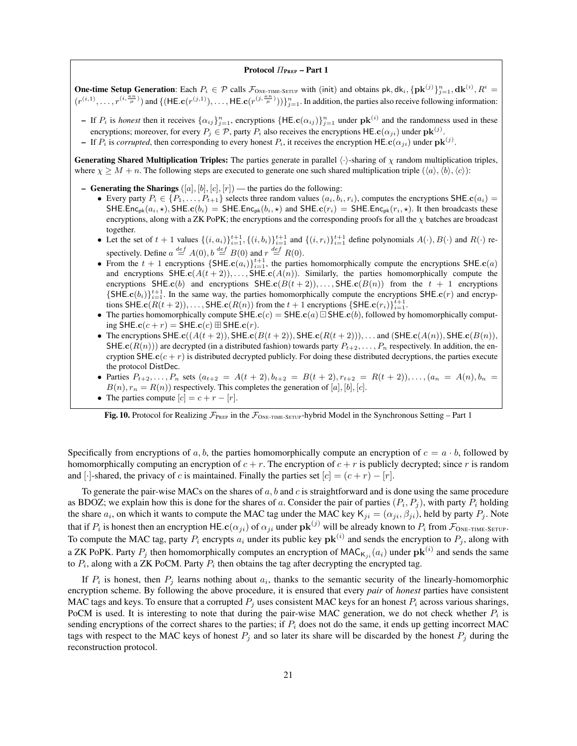**Protocol $\Pi_{\text{PREP}}$ – Part 1**

**One-time Setup Generation**: Each $P_i \in \mathcal{P}$ calls $\mathcal{F}_{\text{ONE-TIME-SETUP}}$ with (init) and obtains $\mathsf{pk}, \mathsf{dk}_i, \{\mathbf{pk}^{(j)}\}_{j=1}^{n}, \mathbf{dk}^{(i)}, R^i = (r^{(i,1)}, \ldots, r^{(i,\frac{\kappa n}{\mu})})$ and $\{(\mathsf{HE.c}(r^{(j,1)}), \ldots, \mathsf{HE.c}(r^{(j,\frac{\kappa n}{\mu})}))\}_{j=1}^{n}$. In addition, the parties also receive following information:

- If $P_i$ is *honest* then it receives $\{\alpha_{ij}\}_{j=1}^{n}$, encryptions $\{\mathsf{HE.c}(\alpha_{ij})\}_{j=1}^{n}$ under $\mathbf{pk}^{(i)}$ and the randomness used in these encryptions; moreover, for every $P_j \in \mathcal{P}$, party $P_i$ also receives the encryptions $\mathsf{HE.c}(\alpha_{ji})$ under $\mathbf{pk}^{(j)}$.
- If $P_i$ is *corrupted*, then corresponding to every honest $P_i$, it receives the encryption $\mathsf{HE.c}(\alpha_{ji})$ under $\mathbf{pk}^{(j)}$.

**Generating Shared Multiplication Triples:** The parties generate in parallel $\langle\cdot\rangle$-sharing of $\chi$ random multiplication triples, where $\chi \geq M + n$. The following steps are executed to generate one such shared multiplication triple $(\langle a\rangle, \langle b\rangle, \langle c\rangle)$:

- **Generating the Sharings** $([a], [b], [c], [r])$ — the parties do the following:
  - Every party $P_i \in \{P_1, \ldots, P_{t+1}\}$ selects three random values $(a_i, b_i, r_i)$, computes the encryptions $\mathsf{SHE.c}(a_i) = \mathsf{SHE.Enc}_{\mathsf{pk}}(a_i, \star)$, $\mathsf{SHE.c}(b_i) = \mathsf{SHE.Enc}_{\mathsf{pk}}(b_i, \star)$ and $\mathsf{SHE.c}(r_i) = \mathsf{SHE.Enc}_{\mathsf{pk}}(r_i, \star)$. It then broadcasts these encryptions, along with a ZK PoPK; the encryptions and the corresponding proofs for all the $\chi$ batches are broadcast together.
  - Let the set of $t+1$ values $\{(i, a_i)\}_{i=1}^{t+1}$, $\{(i, b_i)\}_{i=1}^{t+1}$ and $\{(i, r_i)\}_{i=1}^{t+1}$ define polynomials $A(\cdot)$, $B(\cdot)$ and $R(\cdot)$ respectively. Define $a \stackrel{def}{=} A(0)$, $b \stackrel{def}{=} B(0)$ and $r \stackrel{def}{=} R(0)$.
  - From the $t+1$ encryptions $\{\mathsf{SHE.c}(a_i)\}_{i=1}^{t+1}$, the parties homomorphically compute the encryptions $\mathsf{SHE.c}(a)$ and encryptions $\mathsf{SHE.c}(A(t+2)), \ldots, \mathsf{SHE.c}(A(n))$. Similarly, the parties homomorphically compute the encryptions $\mathsf{SHE.c}(b)$ and encryptions $\mathsf{SHE.c}(B(t+2)), \ldots, \mathsf{SHE.c}(B(n))$ from the $t+1$ encryptions $\{\mathsf{SHE.c}(b_i)\}_{i=1}^{t+1}$. In the same way, the parties homomorphically compute the encryptions $\mathsf{SHE.c}(r)$ and encryptions $\mathsf{SHE.c}(R(t+2)), \ldots, \mathsf{SHE.c}(R(n))$ from the $t+1$ encryptions $\{\mathsf{SHE.c}(r_i)\}_{i=1}^{t+1}$.
  - The parties homomorphically compute $\mathsf{SHE.c}(c) = \mathsf{SHE.c}(a) \boxdot \mathsf{SHE.c}(b)$, followed by homomorphically computing $\mathsf{SHE.c}(c+r) = \mathsf{SHE.c}(c) \boxplus \mathsf{SHE.c}(r)$.
  - The encryptions $\mathsf{SHE.c}((A(t+2)), \mathsf{SHE.c}(B(t+2)), \mathsf{SHE.c}(R(t+2))), \ldots$ and $(\mathsf{SHE.c}(A(n)), \mathsf{SHE.c}(B(n)), \mathsf{SHE.c}(R(n)))$ are decrypted (in a distributed fashion) towards party $P_{t+2}, \ldots, P_n$ respectively. In addition, the encryption $\mathsf{SHE.c}(c+r)$ is distributed decrypted publicly. For doing these distributed decryptions, the parties execute the protocol $\mathsf{DistDec}$.
  - Parties $P_{t+2}, \ldots, P_n$ sets $(a_{t+2} = A(t+2), b_{t+2} = B(t+2), r_{t+2} = R(t+2)), \ldots, (a_n = A(n), b_n = B(n), r_n = R(n))$ respectively. This completes the generation of $[a], [b], [c]$.
  - The parties compute $[c] = c + r - [r]$.

**Fig. 10.** Protocol for Realizing $\mathcal{F}_{\text{PREP}}$ in the $\mathcal{F}_{\text{ONE-TIME-SETUP}}$-hybrid Model in the Synchronous Setting – Part 1

Specifically from encryptions of $a, b$, the parties homomorphically compute an encryption of $c = a \cdot b$, followed by homomorphically computing an encryption of $c + r$. The encryption of $c + r$ is publicly decrypted; since $r$ is random and $[\cdot]$-shared, the privacy of $c$ is maintained. Finally the parties set $[c] = (c + r) - [r]$.

To generate the pair-wise MACs on the shares of $a, b$ and $c$ is straightforward and is done using the same procedure as BDOZ; we explain how this is done for the shares of $a$. Consider the pair of parties $(P_i, P_j)$, with party $P_i$ holding the share $a_i$, on which it wants to compute the MAC tag under the MAC key $\mathsf{K}_{ji} = (\alpha_{ji}, \beta_{ji})$, held by party $P_j$. Note that if $P_i$ is honest then an encryption $\mathsf{HE.c}(\alpha_{ji})$ of $\alpha_{ji}$ under $\mathbf{pk}^{(j)}$ will be already known to $P_i$ from $\mathcal{F}_{\text{ONE-TIME-SETUP}}$. To compute the MAC tag, party $P_i$ encrypts $a_i$ under its public key $\mathbf{pk}^{(i)}$ and sends the encryption to $P_j$, along with a ZK PoPK. Party $P_j$ then homomorphically computes an encryption of $\mathsf{MAC}_{\mathsf{K}_{ji}}(a_i)$ under $\mathbf{pk}^{(i)}$ and sends the same to $P_i$, along with a ZK PoCM. Party $P_i$ then obtains the tag after decrypting the encrypted tag.

If $P_i$ is honest, then $P_j$ learns nothing about $a_i$, thanks to the semantic security of the linearly-homomorphic encryption scheme. By following the above procedure, it is ensured that every *pair* of *honest* parties have consistent MAC tags and keys. To ensure that a corrupted $P_j$ uses consistent MAC keys for an honest $P_i$ across various sharings, PoCM is used. It is interesting to note that during the pair-wise MAC generation, we do not check whether $P_i$ is sending encryptions of the correct shares to the parties; if $P_i$ does not do the same, it ends up getting incorrect MAC tags with respect to the MAC keys of honest $P_j$ and so later its share will be discarded by the honest $P_j$ during the reconstruction protocol.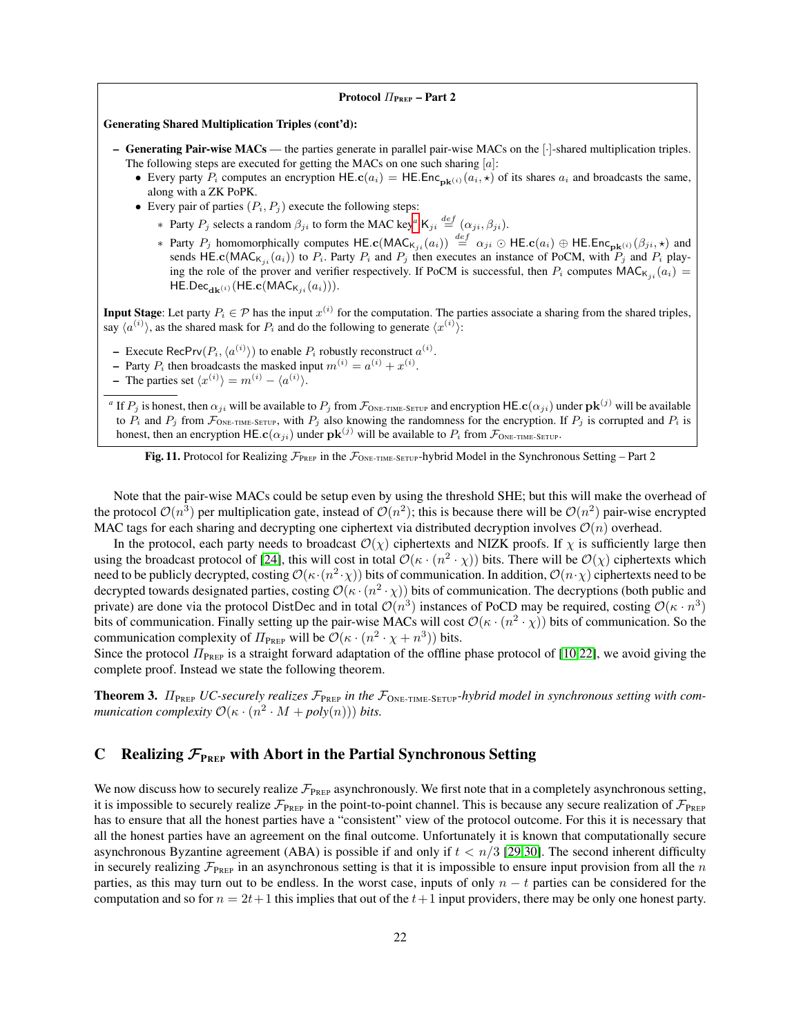**Protocol $\Pi_{\text{PREP}}$ – Part 2**

**Generating Shared Multiplication Triples (cont'd):**

- **Generating Pair-wise MACs** — the parties generate in parallel pair-wise MACs on the $[\cdot]$-shared multiplication triples. The following steps are executed for getting the MACs on one such sharing $[a]$:
  - Every party $P_i$ computes an encryption $\mathsf{HE.c}(a_i) = \mathsf{HE.Enc}_{\mathbf{pk}^{(i)}}(a_i, \star)$ of its shares $a_i$ and broadcasts the same, along with a ZK PoPK.
  - Every pair of parties $(P_i, P_j)$ execute the following steps:
    - Party $P_j$ selects a random $\beta_{ji}$ to form the MAC key[a] $\mathsf{K}_{ji} \stackrel{def}{=} (\alpha_{ji}, \beta_{ji})$.
    - Party $P_j$ homomorphically computes $\mathsf{HE.c}(\mathsf{MAC}_{\mathsf{K}_{ji}}(a_i)) \stackrel{def}{=} \alpha_{ji} \odot \mathsf{HE.c}(a_i) \oplus \mathsf{HE.Enc}_{\mathbf{pk}^{(i)}}(\beta_{ji}, \star)$ and sends $\mathsf{HE.c}(\mathsf{MAC}_{\mathsf{K}_{ji}}(a_i))$ to $P_i$. Party $P_i$ and $P_j$ then executes an instance of PoCM, with $P_j$ and $P_i$ playing the role of the prover and verifier respectively. If PoCM is successful, then $P_i$ computes $\mathsf{MAC}_{\mathsf{K}_{ji}}(a_i) = \mathsf{HE.Dec}_{\mathbf{dk}^{(i)}}(\mathsf{HE.c}(\mathsf{MAC}_{\mathsf{K}_{ji}}(a_i)))$.

**Input Stage**: Let party $P_i \in \mathcal{P}$ has the input $x^{(i)}$ for the computation. The parties associate a sharing from the shared triples, say $\langle a^{(i)} \rangle$, as the shared mask for $P_i$ and do the following to generate $\langle x^{(i)} \rangle$:

- Execute $\mathsf{RecPrv}(P_i, \langle a^{(i)} \rangle)$ to enable $P_i$ robustly reconstruct $a^{(i)}$.
- Party $P_i$ then broadcasts the masked input $m^{(i)} = a^{(i)} + x^{(i)}$.
- The parties set $\langle x^{(i)} \rangle = m^{(i)} - \langle a^{(i)} \rangle$.

[a] If $P_j$ is honest, then $\alpha_{ji}$ will be available to $P_j$ from $\mathcal{F}_{\text{ONE-TIME-SETUP}}$ and encryption $\mathsf{HE.c}(\alpha_{ji})$ under $\mathbf{pk}^{(j)}$ will be available to $P_i$ and $P_j$ from $\mathcal{F}_{\text{ONE-TIME-SETUP}}$, with $P_j$ also knowing the randomness for the encryption. If $P_j$ is corrupted and $P_i$ is honest, then an encryption $\mathsf{HE.c}(\alpha_{ji})$ under $\mathbf{pk}^{(j)}$ will be available to $P_i$ from $\mathcal{F}_{\text{ONE-TIME-SETUP}}$.

**Fig. 11.** Protocol for Realizing $\mathcal{F}_{\text{PREP}}$ in the $\mathcal{F}_{\text{ONE-TIME-SETUP}}$-hybrid Model in the Synchronous Setting – Part 2

Note that the pair-wise MACs could be setup even by using the threshold SHE; but this will make the overhead of the protocol $\mathcal{O}(n^3)$ per multiplication gate, instead of $\mathcal{O}(n^2)$; this is because there will be $\mathcal{O}(n^2)$ pair-wise encrypted MAC tags for each sharing and decrypting one ciphertext via distributed decryption involves $\mathcal{O}(n)$ overhead.

In the protocol, each party needs to broadcast $\mathcal{O}(\chi)$ ciphertexts and NIZK proofs. If $\chi$ is sufficiently large then using the broadcast protocol of [24], this will cost in total $\mathcal{O}(\kappa \cdot (n^2 \cdot \chi))$ bits. There will be $\mathcal{O}(\chi)$ ciphertexts which need to be publicly decrypted, costing $\mathcal{O}(\kappa \cdot (n^2 \cdot \chi))$ bits of communication. In addition, $\mathcal{O}(n \cdot \chi)$ ciphertexts need to be decrypted towards designated parties, costing $\mathcal{O}(\kappa \cdot (n^2 \cdot \chi))$ bits of communication. The decryptions (both public and private) are done via the protocol DistDec and in total $\mathcal{O}(n^3)$ instances of PoCD may be required, costing $\mathcal{O}(\kappa \cdot n^3)$ bits of communication. Finally setting up the pair-wise MACs will cost $\mathcal{O}(\kappa \cdot (n^2 \cdot \chi))$ bits of communication. So the communication complexity of $\Pi_{\text{PREP}}$ will be $\mathcal{O}(\kappa \cdot (n^2 \cdot \chi + n^3))$ bits.

Since the protocol $\Pi_{\text{PREP}}$ is a straight forward adaptation of the offline phase protocol of [10,22], we avoid giving the complete proof. Instead we state the following theorem.

**Theorem 3.** *$\Pi_{\text{PREP}}$ UC-securely realizes $\mathcal{F}_{\text{PREP}}$ in the $\mathcal{F}_{\text{ONE-TIME-SETUP}}$-hybrid model in synchronous setting with communication complexity $\mathcal{O}(\kappa \cdot (n^2 \cdot M + poly(n)))$ bits.*

## C Realizing $\mathcal{F}_{\text{PREP}}$ with Abort in the Partial Synchronous Setting

We now discuss how to securely realize $\mathcal{F}_{\text{PREP}}$ asynchronously. We first note that in a completely asynchronous setting, it is impossible to securely realize $\mathcal{F}_{\text{PREP}}$ in the point-to-point channel. This is because any secure realization of $\mathcal{F}_{\text{PREP}}$ has to ensure that all the honest parties have a "consistent" view of the protocol outcome. For this it is necessary that all the honest parties have an agreement on the final outcome. Unfortunately it is known that computationally secure asynchronous Byzantine agreement (ABA) is possible if and only if $t < n/3$ [29,30]. The second inherent difficulty in securely realizing $\mathcal{F}_{\text{PREP}}$ in an asynchronous setting is that it is impossible to ensure input provision from all the $n$ parties, as this may turn out to be endless. In the worst case, inputs of only $n - t$ parties can be considered for the computation and so for $n = 2t+1$ this implies that out of the $t+1$ input providers, there may be only one honest party.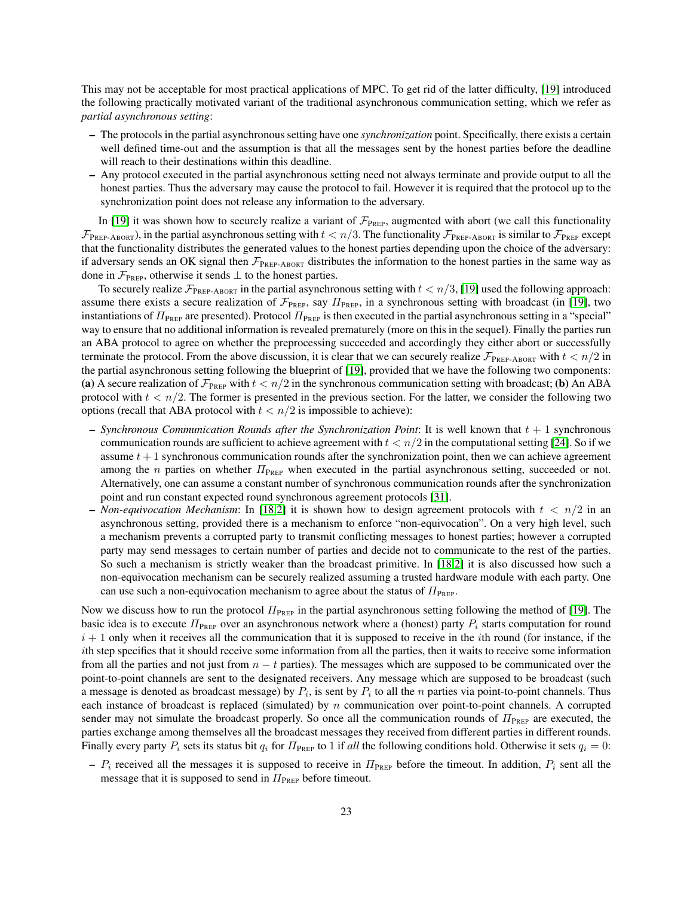This may not be acceptable for most practical applications of MPC. To get rid of the latter difficulty, [19] introduced the following practically motivated variant of the traditional asynchronous communication setting, which we refer as *partial asynchronous setting*:

- The protocols in the partial asynchronous setting have one *synchronization* point. Specifically, there exists a certain well defined time-out and the assumption is that all the messages sent by the honest parties before the deadline will reach to their destinations within this deadline.
- Any protocol executed in the partial asynchronous setting need not always terminate and provide output to all the honest parties. Thus the adversary may cause the protocol to fail. However it is required that the protocol up to the synchronization point does not release any information to the adversary.

In [19] it was shown how to securely realize a variant of $\mathcal{F}_{\text{PREP}}$, augmented with abort (we call this functionality $\mathcal{F}_{\text{PREP-ABORT}}$), in the partial asynchronous setting with $t < n/3$. The functionality $\mathcal{F}_{\text{PREP-ABORT}}$ is similar to $\mathcal{F}_{\text{PREP}}$ except that the functionality distributes the generated values to the honest parties depending upon the choice of the adversary: if adversary sends an OK signal then $\mathcal{F}_{\text{PREP-ABORT}}$ distributes the information to the honest parties in the same way as done in $\mathcal{F}_{\text{PREP}}$, otherwise it sends $\perp$ to the honest parties.

To securely realize $\mathcal{F}_{\text{PREP-ABORT}}$ in the partial asynchronous setting with $t < n/3$, [19] used the following approach: assume there exists a secure realization of $\mathcal{F}_{\text{PREP}}$, say $\Pi_{\text{PREP}}$, in a synchronous setting with broadcast (in [19], two instantiations of $\Pi_{\text{PREP}}$ are presented). Protocol $\Pi_{\text{PREP}}$ is then executed in the partial asynchronous setting in a "special" way to ensure that no additional information is revealed prematurely (more on this in the sequel). Finally the parties run an ABA protocol to agree on whether the preprocessing succeeded and accordingly they either abort or successfully terminate the protocol. From the above discussion, it is clear that we can securely realize $\mathcal{F}_{\text{PREP-ABORT}}$ with $t < n/2$ in the partial asynchronous setting following the blueprint of [19], provided that we have the following two components: **(a)** A secure realization of $\mathcal{F}_{\text{PREP}}$ with $t < n/2$ in the synchronous communication setting with broadcast; **(b)** An ABA protocol with $t < n/2$. The former is presented in the previous section. For the latter, we consider the following two options (recall that ABA protocol with $t < n/2$ is impossible to achieve):

- *Synchronous Communication Rounds after the Synchronization Point*: It is well known that $t + 1$ synchronous communication rounds are sufficient to achieve agreement with $t < n/2$ in the computational setting [24]. So if we assume $t + 1$ synchronous communication rounds after the synchronization point, then we can achieve agreement among the $n$ parties on whether $\Pi_{\text{PREP}}$ when executed in the partial asynchronous setting, succeeded or not. Alternatively, one can assume a constant number of synchronous communication rounds after the synchronization point and run constant expected round synchronous agreement protocols [31].
- *Non-equivocation Mechanism*: In [18,2] it is shown how to design agreement protocols with $t < n/2$ in an asynchronous setting, provided there is a mechanism to enforce "non-equivocation". On a very high level, such a mechanism prevents a corrupted party to transmit conflicting messages to honest parties; however a corrupted party may send messages to certain number of parties and decide not to communicate to the rest of the parties. So such a mechanism is strictly weaker than the broadcast primitive. In [18,2] it is also discussed how such a non-equivocation mechanism can be securely realized assuming a trusted hardware module with each party. One can use such a non-equivocation mechanism to agree about the status of $\Pi_{\text{PREP}}$.

Now we discuss how to run the protocol $\Pi_{\text{PREP}}$ in the partial asynchronous setting following the method of [19]. The basic idea is to execute $\Pi_{\text{PREP}}$ over an asynchronous network where a (honest) party $P_i$ starts computation for round $i + 1$ only when it receives all the communication that it is supposed to receive in the $i$th round (for instance, if the $i$th step specifies that it should receive some information from all the parties, then it waits to receive some information from all the parties and not just from $n - t$ parties). The messages which are supposed to be communicated over the point-to-point channels are sent to the designated receivers. Any message which are supposed to be broadcast (such a message is denoted as broadcast message) by $P_i$, is sent by $P_i$ to all the $n$ parties via point-to-point channels. Thus each instance of broadcast is replaced (simulated) by $n$ communication over point-to-point channels. A corrupted sender may not simulate the broadcast properly. So once all the communication rounds of $\Pi_{\text{PREP}}$ are executed, the parties exchange among themselves all the broadcast messages they received from different parties in different rounds. Finally every party $P_i$ sets its status bit $q_i$ for $\Pi_{\text{PREP}}$ to 1 if *all* the following conditions hold. Otherwise it sets $q_i = 0$:

- $P_i$ received all the messages it is supposed to receive in $\Pi_{\text{PREP}}$ before the timeout. In addition, $P_i$ sent all the message that it is supposed to send in $\Pi_{\text{PREP}}$ before timeout.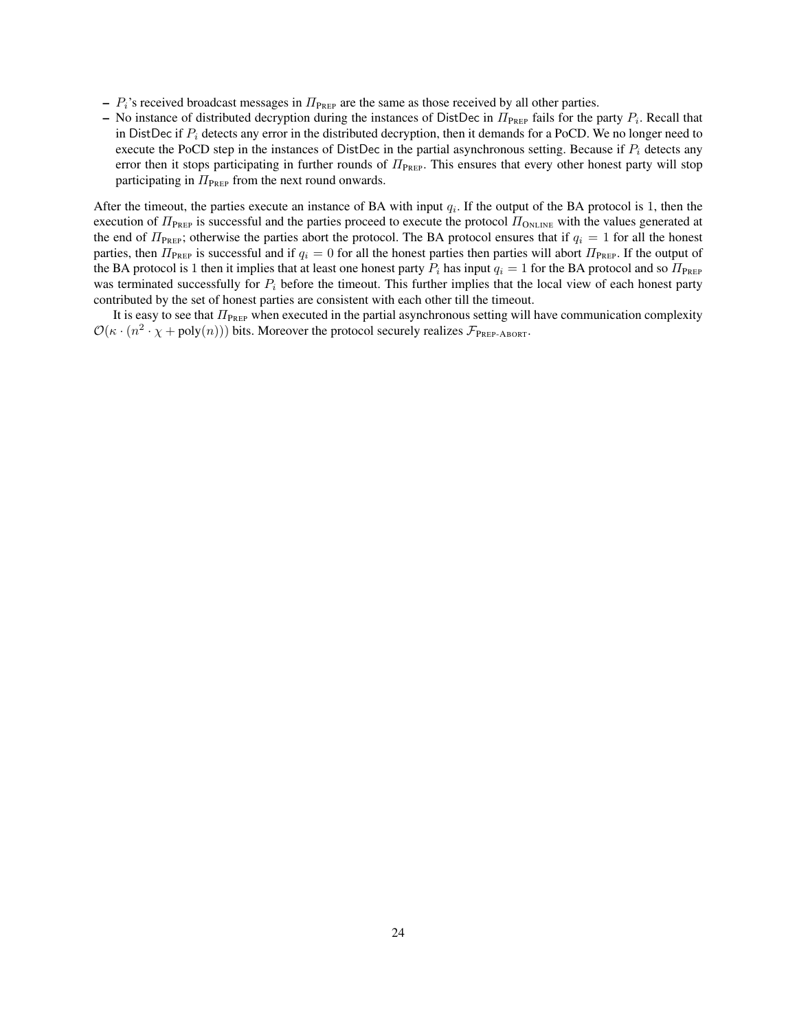- $P_i$'s received broadcast messages in $\Pi_{\text{PREP}}$ are the same as those received by all other parties.
- No instance of distributed decryption during the instances of DistDec in $\Pi_{\text{PREP}}$ fails for the party $P_i$. Recall that in DistDec if $P_i$ detects any error in the distributed decryption, then it demands for a PoCD. We no longer need to execute the PoCD step in the instances of DistDec in the partial asynchronous setting. Because if $P_i$ detects any error then it stops participating in further rounds of $\Pi_{\text{PREP}}$. This ensures that every other honest party will stop participating in $\Pi_{\text{PREP}}$ from the next round onwards.

After the timeout, the parties execute an instance of BA with input $q_i$. If the output of the BA protocol is 1, then the execution of $\Pi_{\text{PREP}}$ is successful and the parties proceed to execute the protocol $\Pi_{\text{ONLINE}}$ with the values generated at the end of $\Pi_{\text{PREP}}$; otherwise the parties abort the protocol. The BA protocol ensures that if $q_i = 1$ for all the honest parties, then $\Pi_{\text{PREP}}$ is successful and if $q_i = 0$ for all the honest parties then parties will abort $\Pi_{\text{PREP}}$. If the output of the BA protocol is 1 then it implies that at least one honest party $P_i$ has input $q_i = 1$ for the BA protocol and so $\Pi_{\text{PREP}}$ was terminated successfully for $P_i$ before the timeout. This further implies that the local view of each honest party contributed by the set of honest parties are consistent with each other till the timeout.

It is easy to see that $\Pi_{\text{PREP}}$ when executed in the partial asynchronous setting will have communication complexity $\mathcal{O}(\kappa \cdot (n^2 \cdot \chi + \text{poly}(n)))$ bits. Moreover the protocol securely realizes $\mathcal{F}_{\text{PREP-ABORT}}$.